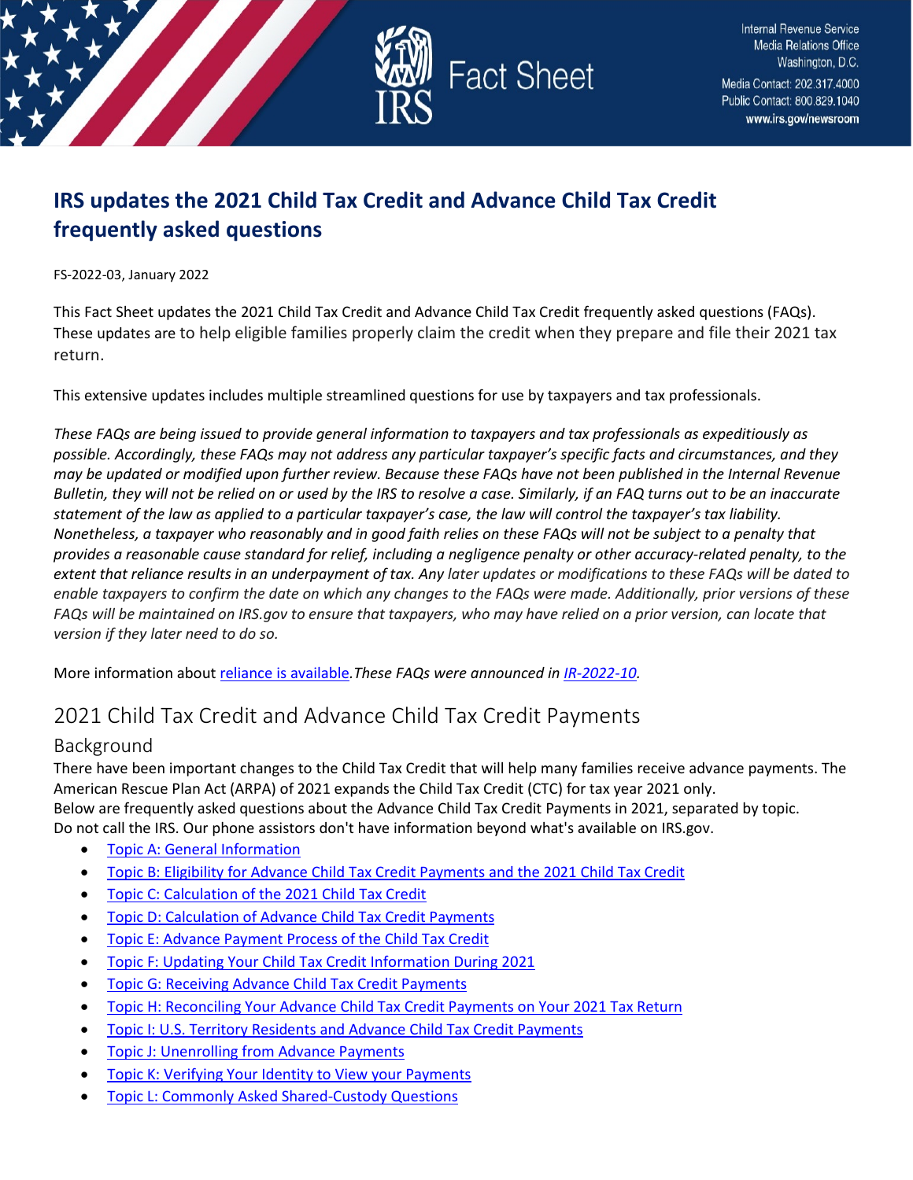Internal Revenue Service
Media Relations Office
Washington, D.C.
Media Contact: 202.317.4000
Public Contact: 800.829.1040
www.irs.gov/newsroom

# Fact Sheet

## IRS updates the 2021 Child Tax Credit and Advance Child Tax Credit frequently asked questions

FS-2022-03, January 2022

This Fact Sheet updates the 2021 Child Tax Credit and Advance Child Tax Credit frequently asked questions (FAQs). These updates are to help eligible families properly claim the credit when they prepare and file their 2021 tax return.

This extensive updates includes multiple streamlined questions for use by taxpayers and tax professionals.

*These FAQs are being issued to provide general information to taxpayers and tax professionals as expeditiously as possible. Accordingly, these FAQs may not address any particular taxpayer's specific facts and circumstances, and they may be updated or modified upon further review. Because these FAQs have not been published in the Internal Revenue Bulletin, they will not be relied on or used by the IRS to resolve a case. Similarly, if an FAQ turns out to be an inaccurate statement of the law as applied to a particular taxpayer's case, the law will control the taxpayer's tax liability. Nonetheless, a taxpayer who reasonably and in good faith relies on these FAQs will not be subject to a penalty that provides a reasonable cause standard for relief, including a negligence penalty or other accuracy-related penalty, to the extent that reliance results in an underpayment of tax. Any later updates or modifications to these FAQs will be dated to enable taxpayers to confirm the date on which any changes to the FAQs were made. Additionally, prior versions of these FAQs will be maintained on IRS.gov to ensure that taxpayers, who may have relied on a prior version, can locate that version if they later need to do so.*

More information about reliance is available.*These FAQs were announced in IR-2022-10.*

## 2021 Child Tax Credit and Advance Child Tax Credit Payments

### Background

There have been important changes to the Child Tax Credit that will help many families receive advance payments. The American Rescue Plan Act (ARPA) of 2021 expands the Child Tax Credit (CTC) for tax year 2021 only.
Below are frequently asked questions about the Advance Child Tax Credit Payments in 2021, separated by topic.
Do not call the IRS. Our phone assistors don't have information beyond what's available on IRS.gov.

- Topic A: General Information
- Topic B: Eligibility for Advance Child Tax Credit Payments and the 2021 Child Tax Credit
- Topic C: Calculation of the 2021 Child Tax Credit
- Topic D: Calculation of Advance Child Tax Credit Payments
- Topic E: Advance Payment Process of the Child Tax Credit
- Topic F: Updating Your Child Tax Credit Information During 2021
- Topic G: Receiving Advance Child Tax Credit Payments
- Topic H: Reconciling Your Advance Child Tax Credit Payments on Your 2021 Tax Return
- Topic I: U.S. Territory Residents and Advance Child Tax Credit Payments
- Topic J: Unenrolling from Advance Payments
- Topic K: Verifying Your Identity to View your Payments
- Topic L: Commonly Asked Shared-Custody Questions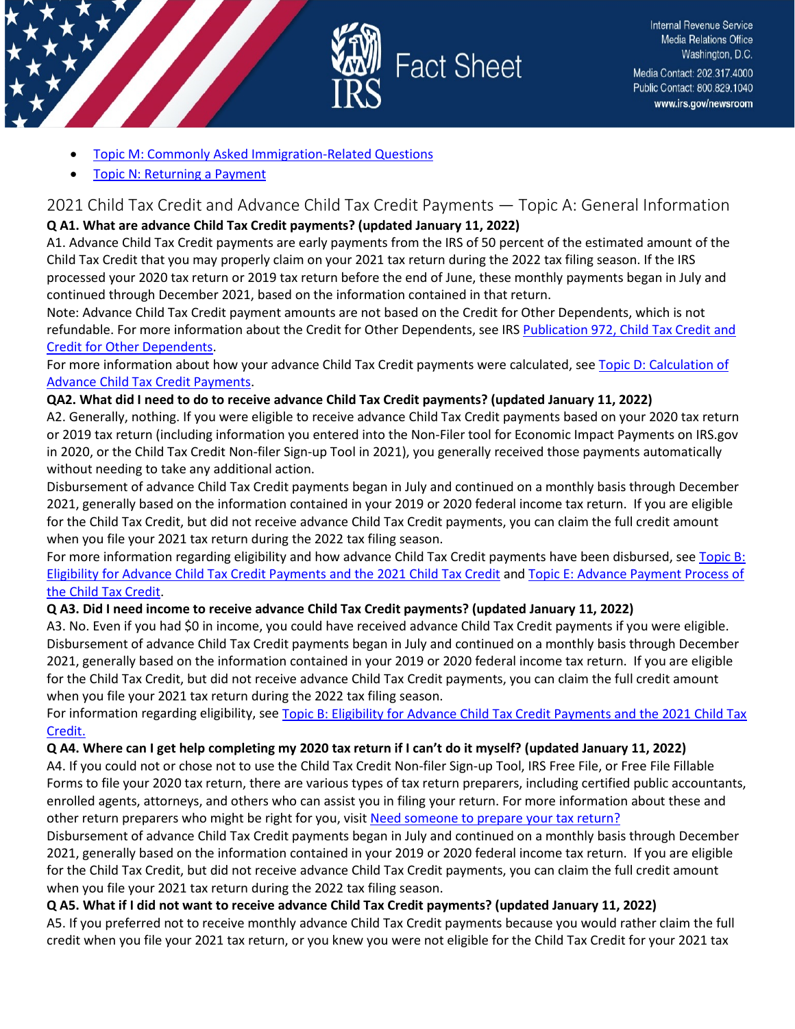- [Topic M: Commonly Asked Immigration-Related Questions]()
- [Topic N: Returning a Payment]()

## 2021 Child Tax Credit and Advance Child Tax Credit Payments — Topic A: General Information

**Q A1. What are advance Child Tax Credit payments? (updated January 11, 2022)**

A1. Advance Child Tax Credit payments are early payments from the IRS of 50 percent of the estimated amount of the Child Tax Credit that you may properly claim on your 2021 tax return during the 2022 tax filing season. If the IRS processed your 2020 tax return or 2019 tax return before the end of June, these monthly payments began in July and continued through December 2021, based on the information contained in that return.

Note: Advance Child Tax Credit payment amounts are not based on the Credit for Other Dependents, which is not refundable. For more information about the Credit for Other Dependents, see IRS [Publication 972, Child Tax Credit and Credit for Other Dependents]().

For more information about how your advance Child Tax Credit payments were calculated, see [Topic D: Calculation of Advance Child Tax Credit Payments]().

**QA2. What did I need to do to receive advance Child Tax Credit payments? (updated January 11, 2022)**

A2. Generally, nothing. If you were eligible to receive advance Child Tax Credit payments based on your 2020 tax return or 2019 tax return (including information you entered into the Non-Filer tool for Economic Impact Payments on IRS.gov in 2020, or the Child Tax Credit Non-filer Sign-up Tool in 2021), you generally received those payments automatically without needing to take any additional action.

Disbursement of advance Child Tax Credit payments began in July and continued on a monthly basis through December 2021, generally based on the information contained in your 2019 or 2020 federal income tax return. If you are eligible for the Child Tax Credit, but did not receive advance Child Tax Credit payments, you can claim the full credit amount when you file your 2021 tax return during the 2022 tax filing season.

For more information regarding eligibility and how advance Child Tax Credit payments have been disbursed, see [Topic B: Eligibility for Advance Child Tax Credit Payments and the 2021 Child Tax Credit]() and [Topic E: Advance Payment Process of the Child Tax Credit]().

**Q A3. Did I need income to receive advance Child Tax Credit payments? (updated January 11, 2022)**

A3. No. Even if you had $0 in income, you could have received advance Child Tax Credit payments if you were eligible. Disbursement of advance Child Tax Credit payments began in July and continued on a monthly basis through December 2021, generally based on the information contained in your 2019 or 2020 federal income tax return. If you are eligible for the Child Tax Credit, but did not receive advance Child Tax Credit payments, you can claim the full credit amount when you file your 2021 tax return during the 2022 tax filing season.

For information regarding eligibility, see [Topic B: Eligibility for Advance Child Tax Credit Payments and the 2021 Child Tax Credit.]()

**Q A4. Where can I get help completing my 2020 tax return if I can't do it myself? (updated January 11, 2022)**

A4. If you could not or chose not to use the Child Tax Credit Non-filer Sign-up Tool, IRS Free File, or Free File Fillable Forms to file your 2020 tax return, there are various types of tax return preparers, including certified public accountants, enrolled agents, attorneys, and others who can assist you in filing your return. For more information about these and other return preparers who might be right for you, visit [Need someone to prepare your tax return?]()

Disbursement of advance Child Tax Credit payments began in July and continued on a monthly basis through December 2021, generally based on the information contained in your 2019 or 2020 federal income tax return. If you are eligible for the Child Tax Credit, but did not receive advance Child Tax Credit payments, you can claim the full credit amount when you file your 2021 tax return during the 2022 tax filing season.

**Q A5. What if I did not want to receive advance Child Tax Credit payments? (updated January 11, 2022)**

A5. If you preferred not to receive monthly advance Child Tax Credit payments because you would rather claim the full credit when you file your 2021 tax return, or you knew you were not eligible for the Child Tax Credit for your 2021 tax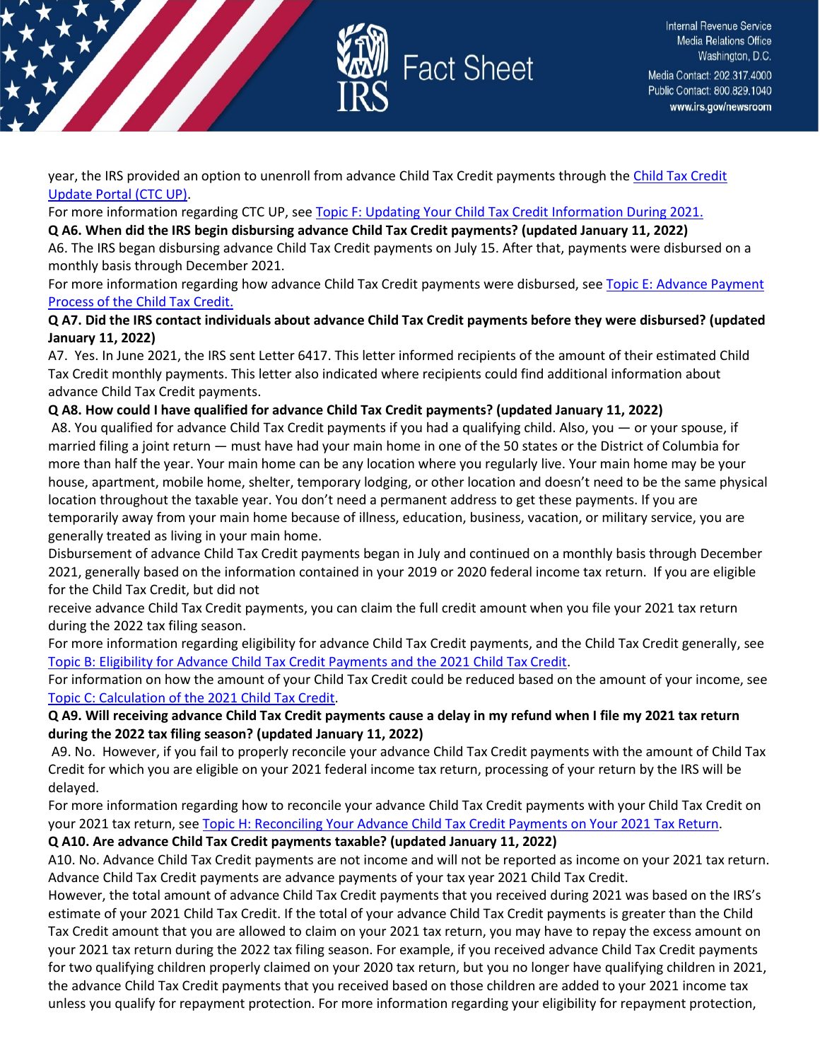year, the IRS provided an option to unenroll from advance Child Tax Credit payments through the [Child Tax Credit Update Portal (CTC UP)](#).

For more information regarding CTC UP, see [Topic F: Updating Your Child Tax Credit Information During 2021.](#)

**Q A6. When did the IRS begin disbursing advance Child Tax Credit payments? (updated January 11, 2022)**

A6. The IRS began disbursing advance Child Tax Credit payments on July 15. After that, payments were disbursed on a monthly basis through December 2021.

For more information regarding how advance Child Tax Credit payments were disbursed, see [Topic E: Advance Payment Process of the Child Tax Credit.](#)

**Q A7. Did the IRS contact individuals about advance Child Tax Credit payments before they were disbursed? (updated January 11, 2022)**

A7. Yes. In June 2021, the IRS sent Letter 6417. This letter informed recipients of the amount of their estimated Child Tax Credit monthly payments. This letter also indicated where recipients could find additional information about advance Child Tax Credit payments.

**Q A8. How could I have qualified for advance Child Tax Credit payments? (updated January 11, 2022)**

A8. You qualified for advance Child Tax Credit payments if you had a qualifying child. Also, you — or your spouse, if married filing a joint return — must have had your main home in one of the 50 states or the District of Columbia for more than half the year. Your main home can be any location where you regularly live. Your main home may be your house, apartment, mobile home, shelter, temporary lodging, or other location and doesn't need to be the same physical location throughout the taxable year. You don't need a permanent address to get these payments. If you are temporarily away from your main home because of illness, education, business, vacation, or military service, you are generally treated as living in your main home.

Disbursement of advance Child Tax Credit payments began in July and continued on a monthly basis through December 2021, generally based on the information contained in your 2019 or 2020 federal income tax return. If you are eligible for the Child Tax Credit, but did not receive advance Child Tax Credit payments, you can claim the full credit amount when you file your 2021 tax return during the 2022 tax filing season.

For more information regarding eligibility for advance Child Tax Credit payments, and the Child Tax Credit generally, see [Topic B: Eligibility for Advance Child Tax Credit Payments and the 2021 Child Tax Credit](#).

For information on how the amount of your Child Tax Credit could be reduced based on the amount of your income, see [Topic C: Calculation of the 2021 Child Tax Credit](#).

**Q A9. Will receiving advance Child Tax Credit payments cause a delay in my refund when I file my 2021 tax return during the 2022 tax filing season? (updated January 11, 2022)**

A9. No. However, if you fail to properly reconcile your advance Child Tax Credit payments with the amount of Child Tax Credit for which you are eligible on your 2021 federal income tax return, processing of your return by the IRS will be delayed.

For more information regarding how to reconcile your advance Child Tax Credit payments with your Child Tax Credit on your 2021 tax return, see [Topic H: Reconciling Your Advance Child Tax Credit Payments on Your 2021 Tax Return](#).

**Q A10. Are advance Child Tax Credit payments taxable? (updated January 11, 2022)**

A10. No. Advance Child Tax Credit payments are not income and will not be reported as income on your 2021 tax return. Advance Child Tax Credit payments are advance payments of your tax year 2021 Child Tax Credit.

However, the total amount of advance Child Tax Credit payments that you received during 2021 was based on the IRS's estimate of your 2021 Child Tax Credit. If the total of your advance Child Tax Credit payments is greater than the Child Tax Credit amount that you are allowed to claim on your 2021 tax return, you may have to repay the excess amount on your 2021 tax return during the 2022 tax filing season. For example, if you received advance Child Tax Credit payments for two qualifying children properly claimed on your 2020 tax return, but you no longer have qualifying children in 2021, the advance Child Tax Credit payments that you received based on those children are added to your 2021 income tax unless you qualify for repayment protection. For more information regarding your eligibility for repayment protection,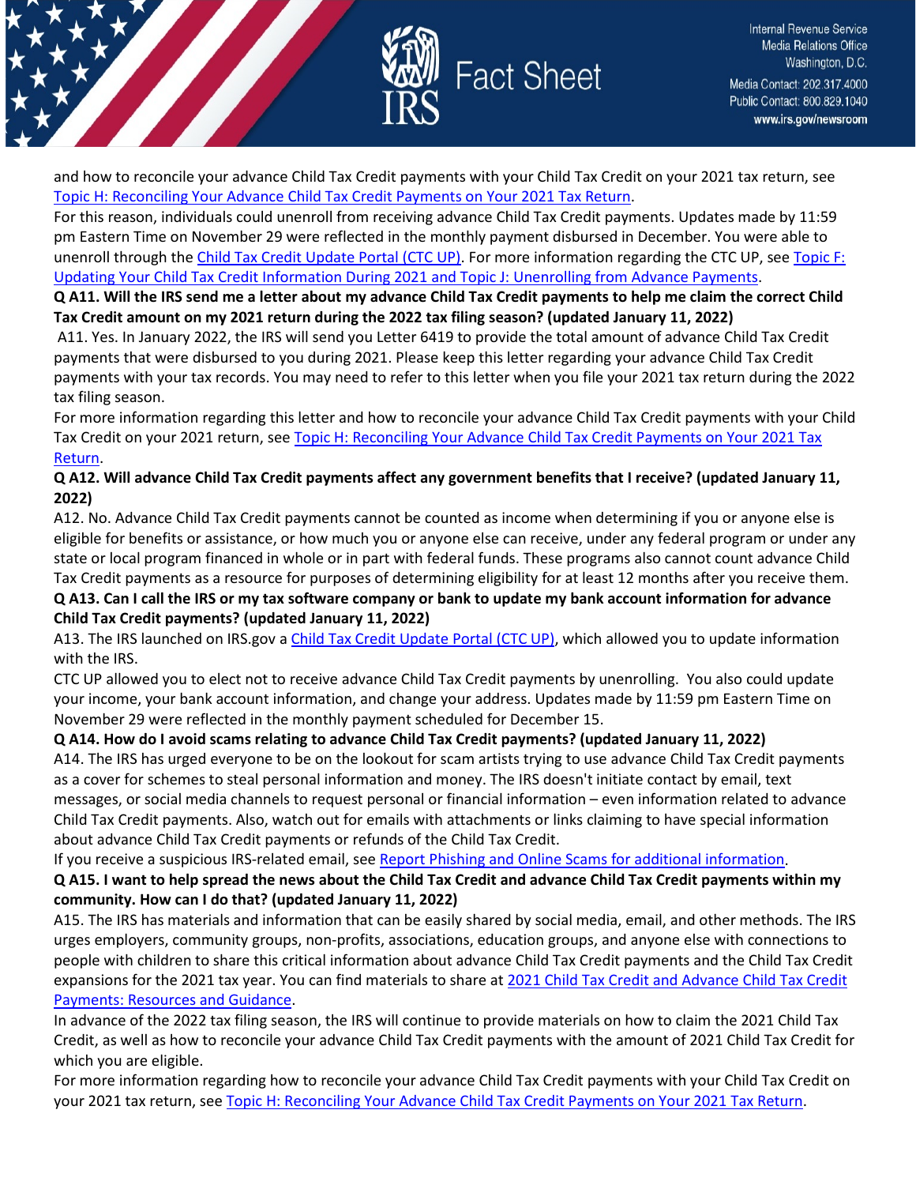and how to reconcile your advance Child Tax Credit payments with your Child Tax Credit on your 2021 tax return, see [Topic H: Reconciling Your Advance Child Tax Credit Payments on Your 2021 Tax Return](#).

For this reason, individuals could unenroll from receiving advance Child Tax Credit payments. Updates made by 11:59 pm Eastern Time on November 29 were reflected in the monthly payment disbursed in December. You were able to unenroll through the [Child Tax Credit Update Portal (CTC UP)](#). For more information regarding the CTC UP, see [Topic F: Updating Your Child Tax Credit Information During 2021 and Topic J: Unenrolling from Advance Payments](#).

**Q A11. Will the IRS send me a letter about my advance Child Tax Credit payments to help me claim the correct Child Tax Credit amount on my 2021 return during the 2022 tax filing season? (updated January 11, 2022)**

A11. Yes. In January 2022, the IRS will send you Letter 6419 to provide the total amount of advance Child Tax Credit payments that were disbursed to you during 2021. Please keep this letter regarding your advance Child Tax Credit payments with your tax records. You may need to refer to this letter when you file your 2021 tax return during the 2022 tax filing season.

For more information regarding this letter and how to reconcile your advance Child Tax Credit payments with your Child Tax Credit on your 2021 return, see [Topic H: Reconciling Your Advance Child Tax Credit Payments on Your 2021 Tax Return](#).

**Q A12. Will advance Child Tax Credit payments affect any government benefits that I receive? (updated January 11, 2022)**

A12. No. Advance Child Tax Credit payments cannot be counted as income when determining if you or anyone else is eligible for benefits or assistance, or how much you or anyone else can receive, under any federal program or under any state or local program financed in whole or in part with federal funds. These programs also cannot count advance Child Tax Credit payments as a resource for purposes of determining eligibility for at least 12 months after you receive them.

**Q A13. Can I call the IRS or my tax software company or bank to update my bank account information for advance Child Tax Credit payments? (updated January 11, 2022)**

A13. The IRS launched on IRS.gov a [Child Tax Credit Update Portal (CTC UP)](#), which allowed you to update information with the IRS.

CTC UP allowed you to elect not to receive advance Child Tax Credit payments by unenrolling. You also could update your income, your bank account information, and change your address. Updates made by 11:59 pm Eastern Time on November 29 were reflected in the monthly payment scheduled for December 15.

**Q A14. How do I avoid scams relating to advance Child Tax Credit payments? (updated January 11, 2022)**

A14. The IRS has urged everyone to be on the lookout for scam artists trying to use advance Child Tax Credit payments as a cover for schemes to steal personal information and money. The IRS doesn't initiate contact by email, text messages, or social media channels to request personal or financial information – even information related to advance Child Tax Credit payments. Also, watch out for emails with attachments or links claiming to have special information about advance Child Tax Credit payments or refunds of the Child Tax Credit.

If you receive a suspicious IRS-related email, see [Report Phishing and Online Scams for additional information](#).

**Q A15. I want to help spread the news about the Child Tax Credit and advance Child Tax Credit payments within my community. How can I do that? (updated January 11, 2022)**

A15. The IRS has materials and information that can be easily shared by social media, email, and other methods. The IRS urges employers, community groups, non-profits, associations, education groups, and anyone else with connections to people with children to share this critical information about advance Child Tax Credit payments and the Child Tax Credit expansions for the 2021 tax year. You can find materials to share at [2021 Child Tax Credit and Advance Child Tax Credit Payments: Resources and Guidance](#).

In advance of the 2022 tax filing season, the IRS will continue to provide materials on how to claim the 2021 Child Tax Credit, as well as how to reconcile your advance Child Tax Credit payments with the amount of 2021 Child Tax Credit for which you are eligible.

For more information regarding how to reconcile your advance Child Tax Credit payments with your Child Tax Credit on your 2021 tax return, see [Topic H: Reconciling Your Advance Child Tax Credit Payments on Your 2021 Tax Return](#).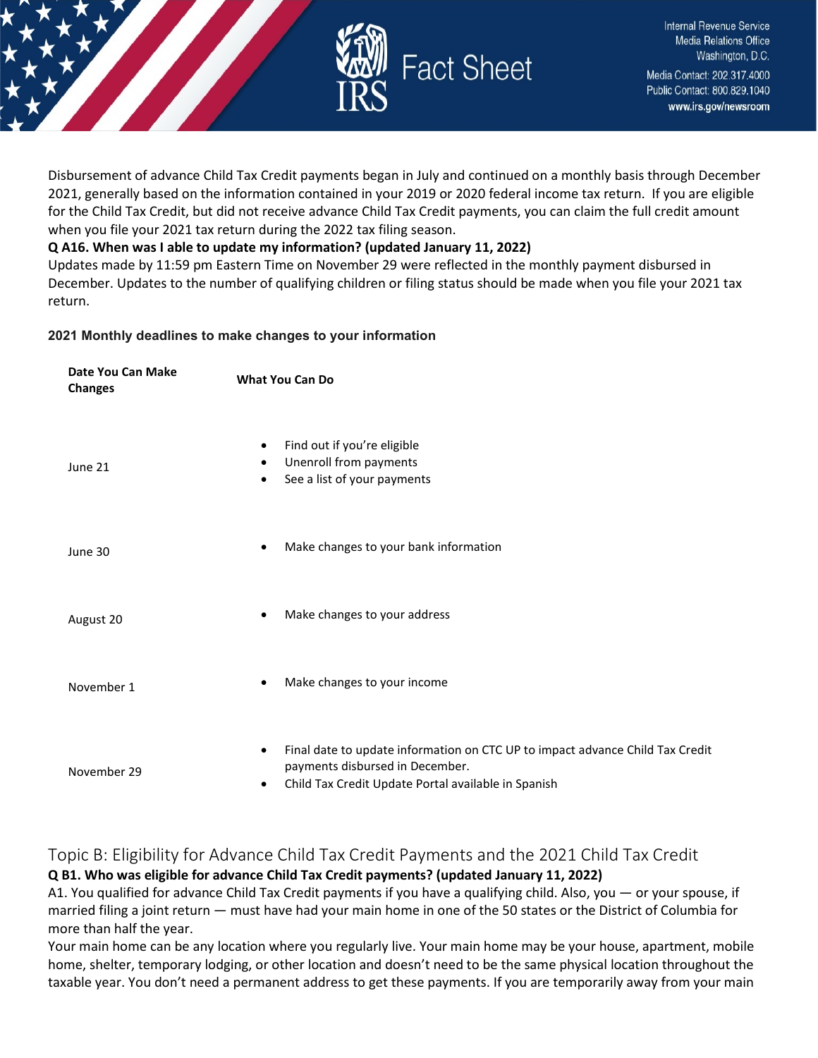Disbursement of advance Child Tax Credit payments began in July and continued on a monthly basis through December 2021, generally based on the information contained in your 2019 or 2020 federal income tax return. If you are eligible for the Child Tax Credit, but did not receive advance Child Tax Credit payments, you can claim the full credit amount when you file your 2021 tax return during the 2022 tax filing season.

**Q A16. When was I able to update my information? (updated January 11, 2022)**

Updates made by 11:59 pm Eastern Time on November 29 were reflected in the monthly payment disbursed in December. Updates to the number of qualifying children or filing status should be made when you file your 2021 tax return.

**2021 Monthly deadlines to make changes to your information**

| Date You Can Make Changes | What You Can Do |
|---|---|
| June 21 | • Find out if you're eligible<br>• Unenroll from payments<br>• See a list of your payments |
| June 30 | • Make changes to your bank information |
| August 20 | • Make changes to your address |
| November 1 | • Make changes to your income |
| November 29 | • Final date to update information on CTC UP to impact advance Child Tax Credit payments disbursed in December.<br>• Child Tax Credit Update Portal available in Spanish |

## Topic B: Eligibility for Advance Child Tax Credit Payments and the 2021 Child Tax Credit

**Q B1. Who was eligible for advance Child Tax Credit payments? (updated January 11, 2022)**

A1. You qualified for advance Child Tax Credit payments if you have a qualifying child. Also, you — or your spouse, if married filing a joint return — must have had your main home in one of the 50 states or the District of Columbia for more than half the year.

Your main home can be any location where you regularly live. Your main home may be your house, apartment, mobile home, shelter, temporary lodging, or other location and doesn't need to be the same physical location throughout the taxable year. You don't need a permanent address to get these payments. If you are temporarily away from your main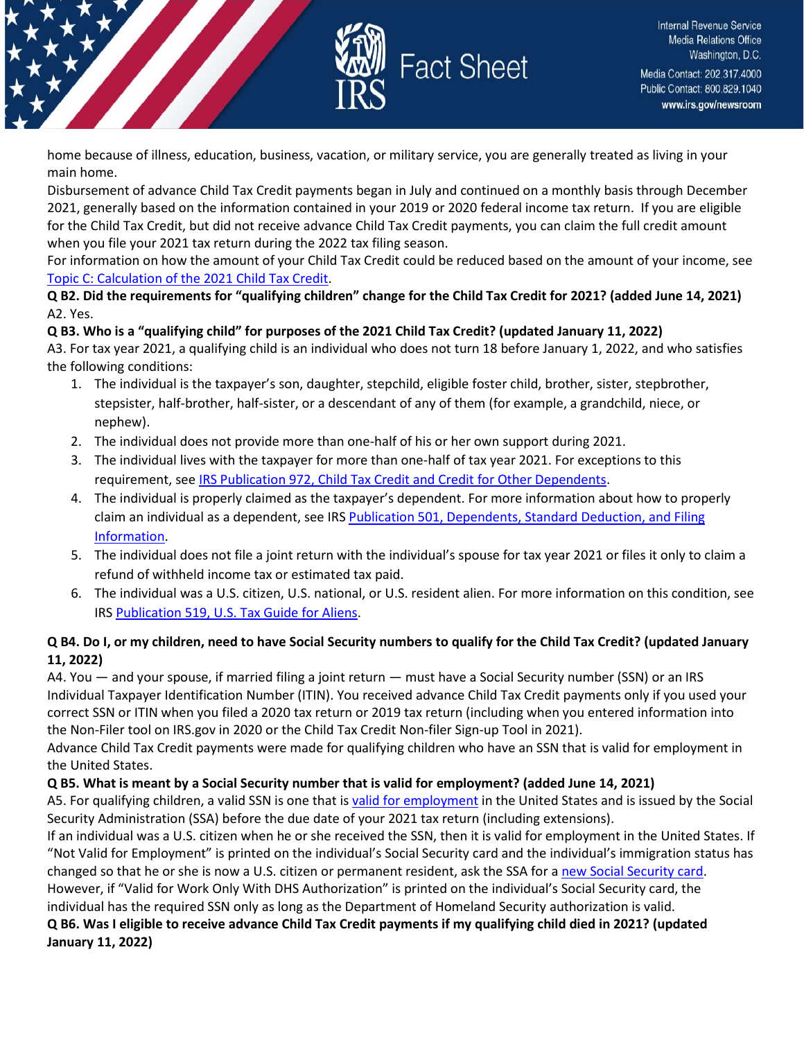home because of illness, education, business, vacation, or military service, you are generally treated as living in your main home.

Disbursement of advance Child Tax Credit payments began in July and continued on a monthly basis through December 2021, generally based on the information contained in your 2019 or 2020 federal income tax return. If you are eligible for the Child Tax Credit, but did not receive advance Child Tax Credit payments, you can claim the full credit amount when you file your 2021 tax return during the 2022 tax filing season.

For information on how the amount of your Child Tax Credit could be reduced based on the amount of your income, see [Topic C: Calculation of the 2021 Child Tax Credit](#).

**Q B2. Did the requirements for "qualifying children" change for the Child Tax Credit for 2021? (added June 14, 2021)**

A2. Yes.

**Q B3. Who is a "qualifying child" for purposes of the 2021 Child Tax Credit? (updated January 11, 2022)**

A3. For tax year 2021, a qualifying child is an individual who does not turn 18 before January 1, 2022, and who satisfies the following conditions:

1. The individual is the taxpayer's son, daughter, stepchild, eligible foster child, brother, sister, stepbrother, stepsister, half-brother, half-sister, or a descendant of any of them (for example, a grandchild, niece, or nephew).
2. The individual does not provide more than one-half of his or her own support during 2021.
3. The individual lives with the taxpayer for more than one-half of tax year 2021. For exceptions to this requirement, see IRS Publication 972, Child Tax Credit and Credit for Other Dependents.
4. The individual is properly claimed as the taxpayer's dependent. For more information about how to properly claim an individual as a dependent, see IRS Publication 501, Dependents, Standard Deduction, and Filing Information.
5. The individual does not file a joint return with the individual's spouse for tax year 2021 or files it only to claim a refund of withheld income tax or estimated tax paid.
6. The individual was a U.S. citizen, U.S. national, or U.S. resident alien. For more information on this condition, see IRS Publication 519, U.S. Tax Guide for Aliens.

**Q B4. Do I, or my children, need to have Social Security numbers to qualify for the Child Tax Credit? (updated January 11, 2022)**

A4. You — and your spouse, if married filing a joint return — must have a Social Security number (SSN) or an IRS Individual Taxpayer Identification Number (ITIN). You received advance Child Tax Credit payments only if you used your correct SSN or ITIN when you filed a 2020 tax return or 2019 tax return (including when you entered information into the Non-Filer tool on IRS.gov in 2020 or the Child Tax Credit Non-filer Sign-up Tool in 2021).

Advance Child Tax Credit payments were made for qualifying children who have an SSN that is valid for employment in the United States.

**Q B5. What is meant by a Social Security number that is valid for employment? (added June 14, 2021)**

A5. For qualifying children, a valid SSN is one that is valid for employment in the United States and is issued by the Social Security Administration (SSA) before the due date of your 2021 tax return (including extensions).

If an individual was a U.S. citizen when he or she received the SSN, then it is valid for employment in the United States. If "Not Valid for Employment" is printed on the individual's Social Security card and the individual's immigration status has changed so that he or she is now a U.S. citizen or permanent resident, ask the SSA for a new Social Security card.

However, if "Valid for Work Only With DHS Authorization" is printed on the individual's Social Security card, the individual has the required SSN only as long as the Department of Homeland Security authorization is valid.

**Q B6. Was I eligible to receive advance Child Tax Credit payments if my qualifying child died in 2021? (updated January 11, 2022)**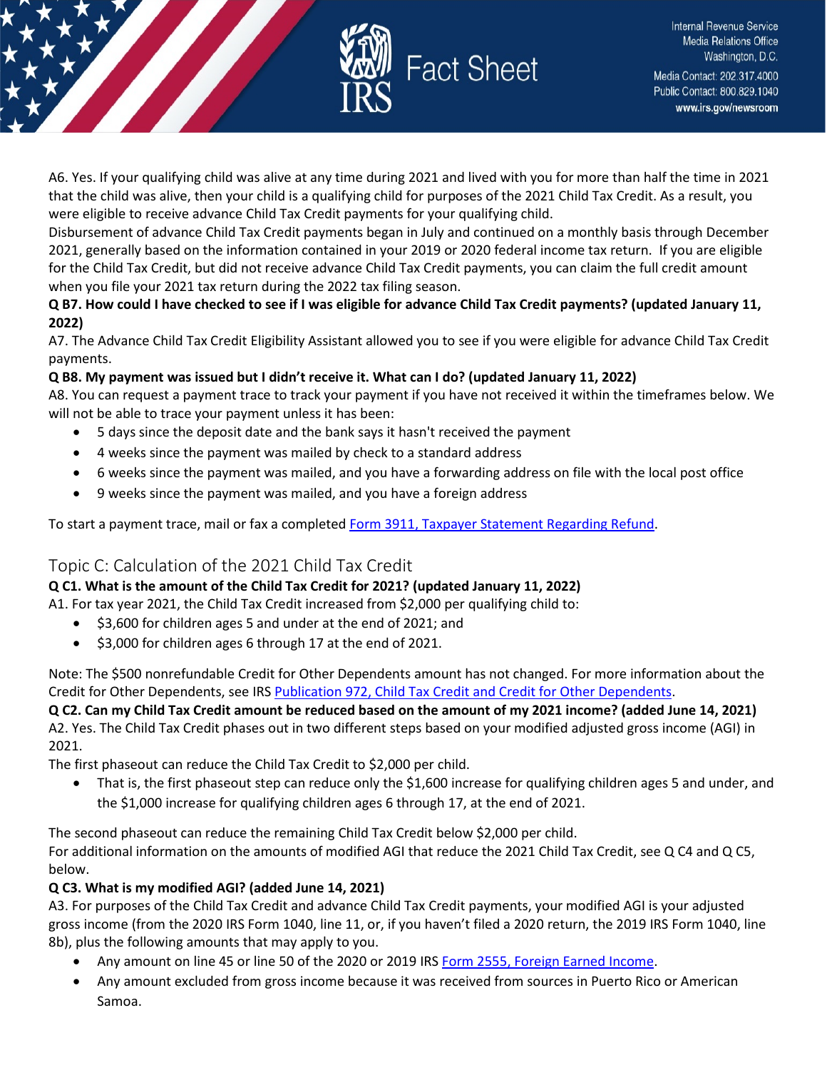A6. Yes. If your qualifying child was alive at any time during 2021 and lived with you for more than half the time in 2021 that the child was alive, then your child is a qualifying child for purposes of the 2021 Child Tax Credit. As a result, you were eligible to receive advance Child Tax Credit payments for your qualifying child.

Disbursement of advance Child Tax Credit payments began in July and continued on a monthly basis through December 2021, generally based on the information contained in your 2019 or 2020 federal income tax return. If you are eligible for the Child Tax Credit, but did not receive advance Child Tax Credit payments, you can claim the full credit amount when you file your 2021 tax return during the 2022 tax filing season.

**Q B7. How could I have checked to see if I was eligible for advance Child Tax Credit payments? (updated January 11, 2022)**

A7. The Advance Child Tax Credit Eligibility Assistant allowed you to see if you were eligible for advance Child Tax Credit payments.

**Q B8. My payment was issued but I didn't receive it. What can I do? (updated January 11, 2022)**

A8. You can request a payment trace to track your payment if you have not received it within the timeframes below. We will not be able to trace your payment unless it has been:

- 5 days since the deposit date and the bank says it hasn't received the payment
- 4 weeks since the payment was mailed by check to a standard address
- 6 weeks since the payment was mailed, and you have a forwarding address on file with the local post office
- 9 weeks since the payment was mailed, and you have a foreign address

To start a payment trace, mail or fax a completed Form 3911, Taxpayer Statement Regarding Refund.

## Topic C: Calculation of the 2021 Child Tax Credit

**Q C1. What is the amount of the Child Tax Credit for 2021? (updated January 11, 2022)**

A1. For tax year 2021, the Child Tax Credit increased from $2,000 per qualifying child to:

- $3,600 for children ages 5 and under at the end of 2021; and
- $3,000 for children ages 6 through 17 at the end of 2021.

Note: The $500 nonrefundable Credit for Other Dependents amount has not changed. For more information about the Credit for Other Dependents, see IRS Publication 972, Child Tax Credit and Credit for Other Dependents.

**Q C2. Can my Child Tax Credit amount be reduced based on the amount of my 2021 income? (added June 14, 2021)**

A2. Yes. The Child Tax Credit phases out in two different steps based on your modified adjusted gross income (AGI) in 2021.

The first phaseout can reduce the Child Tax Credit to $2,000 per child.

- That is, the first phaseout step can reduce only the $1,600 increase for qualifying children ages 5 and under, and the $1,000 increase for qualifying children ages 6 through 17, at the end of 2021.

The second phaseout can reduce the remaining Child Tax Credit below $2,000 per child.

For additional information on the amounts of modified AGI that reduce the 2021 Child Tax Credit, see Q C4 and Q C5, below.

**Q C3. What is my modified AGI? (added June 14, 2021)**

A3. For purposes of the Child Tax Credit and advance Child Tax Credit payments, your modified AGI is your adjusted gross income (from the 2020 IRS Form 1040, line 11, or, if you haven't filed a 2020 return, the 2019 IRS Form 1040, line 8b), plus the following amounts that may apply to you.

- Any amount on line 45 or line 50 of the 2020 or 2019 IRS Form 2555, Foreign Earned Income.
- Any amount excluded from gross income because it was received from sources in Puerto Rico or American Samoa.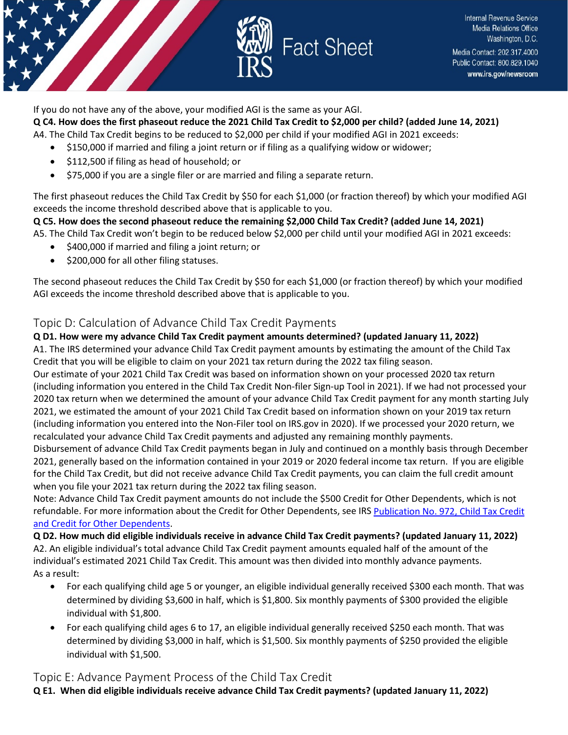If you do not have any of the above, your modified AGI is the same as your AGI.

**Q C4. How does the first phaseout reduce the 2021 Child Tax Credit to $2,000 per child? (added June 14, 2021)**

A4. The Child Tax Credit begins to be reduced to $2,000 per child if your modified AGI in 2021 exceeds:

- $150,000 if married and filing a joint return or if filing as a qualifying widow or widower;
- $112,500 if filing as head of household; or
- $75,000 if you are a single filer or are married and filing a separate return.

The first phaseout reduces the Child Tax Credit by $50 for each $1,000 (or fraction thereof) by which your modified AGI exceeds the income threshold described above that is applicable to you.

**Q C5. How does the second phaseout reduce the remaining $2,000 Child Tax Credit? (added June 14, 2021)**

A5. The Child Tax Credit won't begin to be reduced below $2,000 per child until your modified AGI in 2021 exceeds:

- $400,000 if married and filing a joint return; or
- $200,000 for all other filing statuses.

The second phaseout reduces the Child Tax Credit by $50 for each $1,000 (or fraction thereof) by which your modified AGI exceeds the income threshold described above that is applicable to you.

## Topic D: Calculation of Advance Child Tax Credit Payments

**Q D1. How were my advance Child Tax Credit payment amounts determined? (updated January 11, 2022)**

A1. The IRS determined your advance Child Tax Credit payment amounts by estimating the amount of the Child Tax Credit that you will be eligible to claim on your 2021 tax return during the 2022 tax filing season.

Our estimate of your 2021 Child Tax Credit was based on information shown on your processed 2020 tax return (including information you entered in the Child Tax Credit Non-filer Sign-up Tool in 2021). If we had not processed your 2020 tax return when we determined the amount of your advance Child Tax Credit payment for any month starting July 2021, we estimated the amount of your 2021 Child Tax Credit based on information shown on your 2019 tax return (including information you entered into the Non-Filer tool on IRS.gov in 2020). If we processed your 2020 return, we recalculated your advance Child Tax Credit payments and adjusted any remaining monthly payments.

Disbursement of advance Child Tax Credit payments began in July and continued on a monthly basis through December 2021, generally based on the information contained in your 2019 or 2020 federal income tax return. If you are eligible for the Child Tax Credit, but did not receive advance Child Tax Credit payments, you can claim the full credit amount when you file your 2021 tax return during the 2022 tax filing season.

Note: Advance Child Tax Credit payment amounts do not include the $500 Credit for Other Dependents, which is not refundable. For more information about the Credit for Other Dependents, see IRS [Publication No. 972, Child Tax Credit and Credit for Other Dependents](https://www.irs.gov/publications/p972).

**Q D2. How much did eligible individuals receive in advance Child Tax Credit payments? (updated January 11, 2022)**

A2. An eligible individual's total advance Child Tax Credit payment amounts equaled half of the amount of the individual's estimated 2021 Child Tax Credit. This amount was then divided into monthly advance payments.

As a result:

- For each qualifying child age 5 or younger, an eligible individual generally received $300 each month. That was determined by dividing $3,600 in half, which is $1,800. Six monthly payments of $300 provided the eligible individual with $1,800.
- For each qualifying child ages 6 to 17, an eligible individual generally received $250 each month. That was determined by dividing $3,000 in half, which is $1,500. Six monthly payments of $250 provided the eligible individual with $1,500.

## Topic E: Advance Payment Process of the Child Tax Credit

**Q E1. When did eligible individuals receive advance Child Tax Credit payments? (updated January 11, 2022)**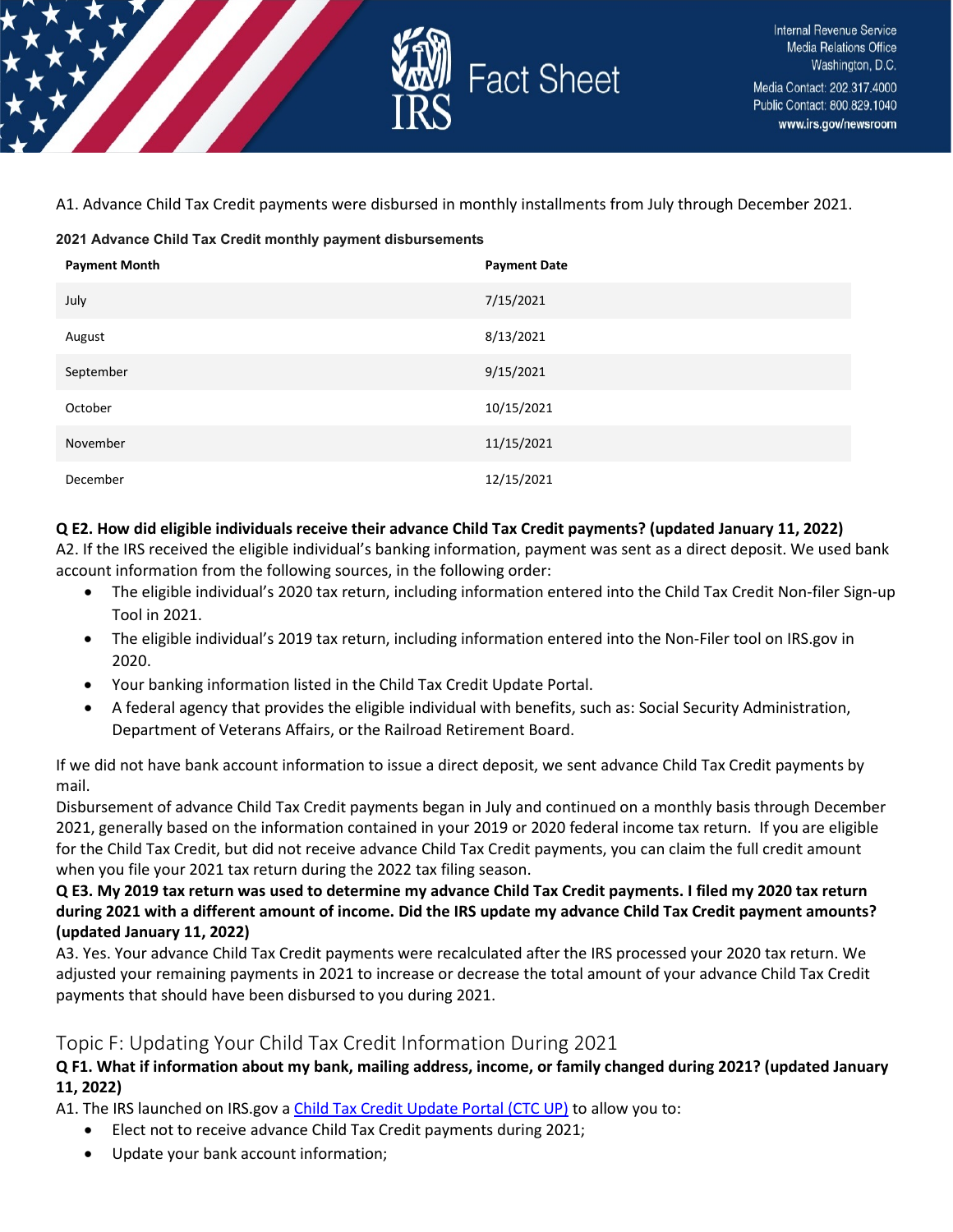A1. Advance Child Tax Credit payments were disbursed in monthly installments from July through December 2021.

**2021 Advance Child Tax Credit monthly payment disbursements**

| Payment Month | Payment Date |
|---|---|
| July | 7/15/2021 |
| August | 8/13/2021 |
| September | 9/15/2021 |
| October | 10/15/2021 |
| November | 11/15/2021 |
| December | 12/15/2021 |

**Q E2. How did eligible individuals receive their advance Child Tax Credit payments? (updated January 11, 2022)**

A2. If the IRS received the eligible individual's banking information, payment was sent as a direct deposit. We used bank account information from the following sources, in the following order:

- The eligible individual's 2020 tax return, including information entered into the Child Tax Credit Non-filer Sign-up Tool in 2021.
- The eligible individual's 2019 tax return, including information entered into the Non-Filer tool on IRS.gov in 2020.
- Your banking information listed in the Child Tax Credit Update Portal.
- A federal agency that provides the eligible individual with benefits, such as: Social Security Administration, Department of Veterans Affairs, or the Railroad Retirement Board.

If we did not have bank account information to issue a direct deposit, we sent advance Child Tax Credit payments by mail.

Disbursement of advance Child Tax Credit payments began in July and continued on a monthly basis through December 2021, generally based on the information contained in your 2019 or 2020 federal income tax return. If you are eligible for the Child Tax Credit, but did not receive advance Child Tax Credit payments, you can claim the full credit amount when you file your 2021 tax return during the 2022 tax filing season.

**Q E3. My 2019 tax return was used to determine my advance Child Tax Credit payments. I filed my 2020 tax return during 2021 with a different amount of income. Did the IRS update my advance Child Tax Credit payment amounts? (updated January 11, 2022)**

A3. Yes. Your advance Child Tax Credit payments were recalculated after the IRS processed your 2020 tax return. We adjusted your remaining payments in 2021 to increase or decrease the total amount of your advance Child Tax Credit payments that should have been disbursed to you during 2021.

## Topic F: Updating Your Child Tax Credit Information During 2021

**Q F1. What if information about my bank, mailing address, income, or family changed during 2021? (updated January 11, 2022)**

A1. The IRS launched on IRS.gov a Child Tax Credit Update Portal (CTC UP) to allow you to:

- Elect not to receive advance Child Tax Credit payments during 2021;
- Update your bank account information;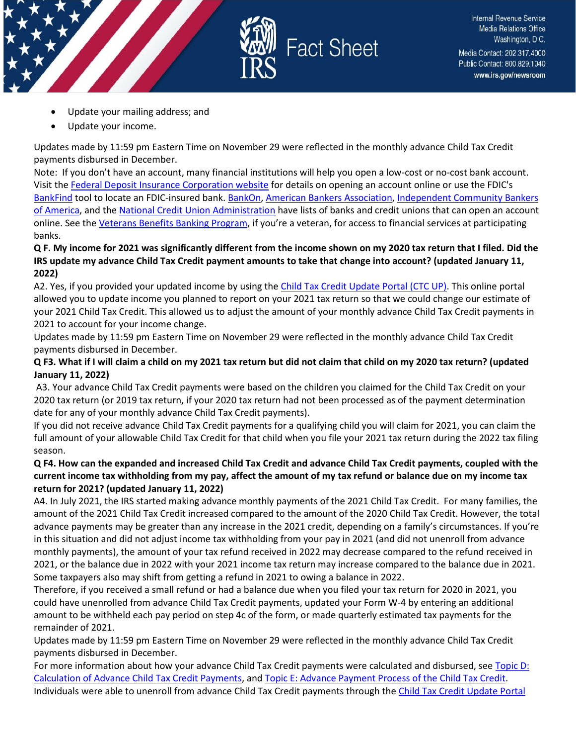- Update your mailing address; and
- Update your income.

Updates made by 11:59 pm Eastern Time on November 29 were reflected in the monthly advance Child Tax Credit payments disbursed in December.

Note: If you don't have an account, many financial institutions will help you open a low-cost or no-cost bank account. Visit the Federal Deposit Insurance Corporation website for details on opening an account online or use the FDIC's BankFind tool to locate an FDIC-insured bank. BankOn, American Bankers Association, Independent Community Bankers of America, and the National Credit Union Administration have lists of banks and credit unions that can open an account online. See the Veterans Benefits Banking Program, if you're a veteran, for access to financial services at participating banks.

**Q F. My income for 2021 was significantly different from the income shown on my 2020 tax return that I filed. Did the IRS update my advance Child Tax Credit payment amounts to take that change into account? (updated January 11, 2022)**

A2. Yes, if you provided your updated income by using the Child Tax Credit Update Portal (CTC UP). This online portal allowed you to update income you planned to report on your 2021 tax return so that we could change our estimate of your 2021 Child Tax Credit. This allowed us to adjust the amount of your monthly advance Child Tax Credit payments in 2021 to account for your income change.

Updates made by 11:59 pm Eastern Time on November 29 were reflected in the monthly advance Child Tax Credit payments disbursed in December.

**Q F3. What if I will claim a child on my 2021 tax return but did not claim that child on my 2020 tax return? (updated January 11, 2022)**

A3. Your advance Child Tax Credit payments were based on the children you claimed for the Child Tax Credit on your 2020 tax return (or 2019 tax return, if your 2020 tax return had not been processed as of the payment determination date for any of your monthly advance Child Tax Credit payments).

If you did not receive advance Child Tax Credit payments for a qualifying child you will claim for 2021, you can claim the full amount of your allowable Child Tax Credit for that child when you file your 2021 tax return during the 2022 tax filing season.

**Q F4. How can the expanded and increased Child Tax Credit and advance Child Tax Credit payments, coupled with the current income tax withholding from my pay, affect the amount of my tax refund or balance due on my income tax return for 2021? (updated January 11, 2022)**

A4. In July 2021, the IRS started making advance monthly payments of the 2021 Child Tax Credit. For many families, the amount of the 2021 Child Tax Credit increased compared to the amount of the 2020 Child Tax Credit. However, the total advance payments may be greater than any increase in the 2021 credit, depending on a family's circumstances. If you're in this situation and did not adjust income tax withholding from your pay in 2021 (and did not unenroll from advance monthly payments), the amount of your tax refund received in 2022 may decrease compared to the refund received in 2021, or the balance due in 2022 with your 2021 income tax return may increase compared to the balance due in 2021. Some taxpayers also may shift from getting a refund in 2021 to owing a balance in 2022.

Therefore, if you received a small refund or had a balance due when you filed your tax return for 2020 in 2021, you could have unenrolled from advance Child Tax Credit payments, updated your Form W-4 by entering an additional amount to be withheld each pay period on step 4c of the form, or made quarterly estimated tax payments for the remainder of 2021.

Updates made by 11:59 pm Eastern Time on November 29 were reflected in the monthly advance Child Tax Credit payments disbursed in December.

For more information about how your advance Child Tax Credit payments were calculated and disbursed, see Topic D: Calculation of Advance Child Tax Credit Payments, and Topic E: Advance Payment Process of the Child Tax Credit.

Individuals were able to unenroll from advance Child Tax Credit payments through the Child Tax Credit Update Portal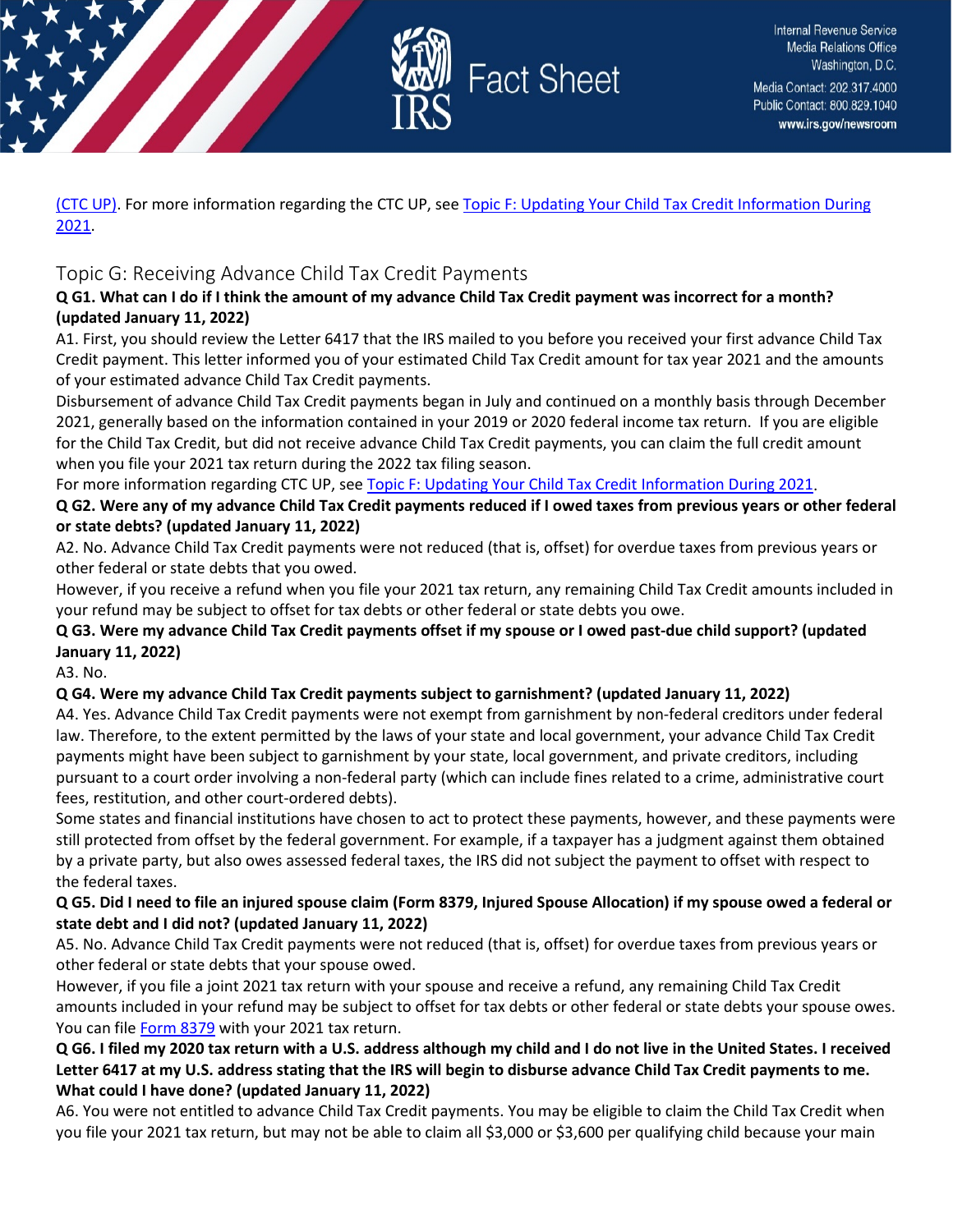(CTC UP). For more information regarding the CTC UP, see Topic F: Updating Your Child Tax Credit Information During 2021.

## Topic G: Receiving Advance Child Tax Credit Payments

**Q G1. What can I do if I think the amount of my advance Child Tax Credit payment was incorrect for a month? (updated January 11, 2022)**

A1. First, you should review the Letter 6417 that the IRS mailed to you before you received your first advance Child Tax Credit payment. This letter informed you of your estimated Child Tax Credit amount for tax year 2021 and the amounts of your estimated advance Child Tax Credit payments.

Disbursement of advance Child Tax Credit payments began in July and continued on a monthly basis through December 2021, generally based on the information contained in your 2019 or 2020 federal income tax return. If you are eligible for the Child Tax Credit, but did not receive advance Child Tax Credit payments, you can claim the full credit amount when you file your 2021 tax return during the 2022 tax filing season.

For more information regarding CTC UP, see Topic F: Updating Your Child Tax Credit Information During 2021.

**Q G2. Were any of my advance Child Tax Credit payments reduced if I owed taxes from previous years or other federal or state debts? (updated January 11, 2022)**

A2. No. Advance Child Tax Credit payments were not reduced (that is, offset) for overdue taxes from previous years or other federal or state debts that you owed.

However, if you receive a refund when you file your 2021 tax return, any remaining Child Tax Credit amounts included in your refund may be subject to offset for tax debts or other federal or state debts you owe.

**Q G3. Were my advance Child Tax Credit payments offset if my spouse or I owed past-due child support? (updated January 11, 2022)**

A3. No.

**Q G4. Were my advance Child Tax Credit payments subject to garnishment? (updated January 11, 2022)**

A4. Yes. Advance Child Tax Credit payments were not exempt from garnishment by non-federal creditors under federal law. Therefore, to the extent permitted by the laws of your state and local government, your advance Child Tax Credit payments might have been subject to garnishment by your state, local government, and private creditors, including pursuant to a court order involving a non-federal party (which can include fines related to a crime, administrative court fees, restitution, and other court-ordered debts).

Some states and financial institutions have chosen to act to protect these payments, however, and these payments were still protected from offset by the federal government. For example, if a taxpayer has a judgment against them obtained by a private party, but also owes assessed federal taxes, the IRS did not subject the payment to offset with respect to the federal taxes.

**Q G5. Did I need to file an injured spouse claim (Form 8379, Injured Spouse Allocation) if my spouse owed a federal or state debt and I did not? (updated January 11, 2022)**

A5. No. Advance Child Tax Credit payments were not reduced (that is, offset) for overdue taxes from previous years or other federal or state debts that your spouse owed.

However, if you file a joint 2021 tax return with your spouse and receive a refund, any remaining Child Tax Credit amounts included in your refund may be subject to offset for tax debts or other federal or state debts your spouse owes. You can file Form 8379 with your 2021 tax return.

**Q G6. I filed my 2020 tax return with a U.S. address although my child and I do not live in the United States. I received Letter 6417 at my U.S. address stating that the IRS will begin to disburse advance Child Tax Credit payments to me. What could I have done? (updated January 11, 2022)**

A6. You were not entitled to advance Child Tax Credit payments. You may be eligible to claim the Child Tax Credit when you file your 2021 tax return, but may not be able to claim all $3,000 or $3,600 per qualifying child because your main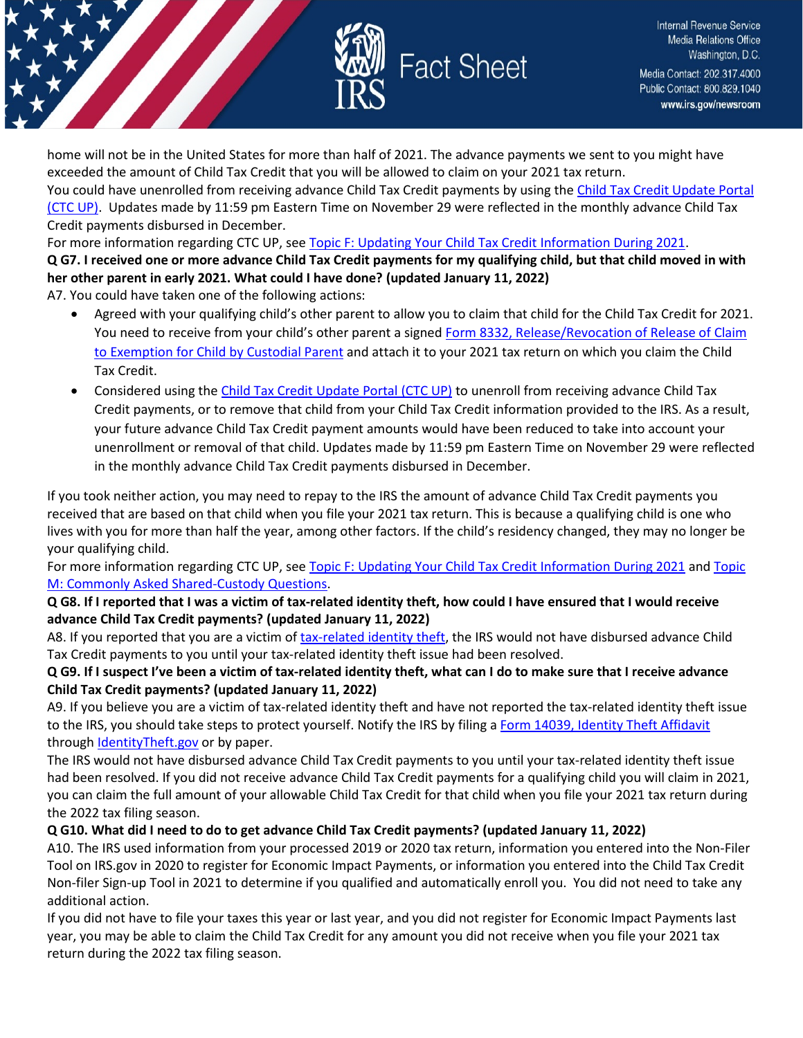home will not be in the United States for more than half of 2021. The advance payments we sent to you might have exceeded the amount of Child Tax Credit that you will be allowed to claim on your 2021 tax return.

You could have unenrolled from receiving advance Child Tax Credit payments by using the Child Tax Credit Update Portal (CTC UP). Updates made by 11:59 pm Eastern Time on November 29 were reflected in the monthly advance Child Tax Credit payments disbursed in December.

For more information regarding CTC UP, see Topic F: Updating Your Child Tax Credit Information During 2021.

**Q G7. I received one or more advance Child Tax Credit payments for my qualifying child, but that child moved in with her other parent in early 2021. What could I have done? (updated January 11, 2022)**

A7. You could have taken one of the following actions:

- Agreed with your qualifying child's other parent to allow you to claim that child for the Child Tax Credit for 2021. You need to receive from your child's other parent a signed Form 8332, Release/Revocation of Release of Claim to Exemption for Child by Custodial Parent and attach it to your 2021 tax return on which you claim the Child Tax Credit.
- Considered using the Child Tax Credit Update Portal (CTC UP) to unenroll from receiving advance Child Tax Credit payments, or to remove that child from your Child Tax Credit information provided to the IRS. As a result, your future advance Child Tax Credit payment amounts would have been reduced to take into account your unenrollment or removal of that child. Updates made by 11:59 pm Eastern Time on November 29 were reflected in the monthly advance Child Tax Credit payments disbursed in December.

If you took neither action, you may need to repay to the IRS the amount of advance Child Tax Credit payments you received that are based on that child when you file your 2021 tax return. This is because a qualifying child is one who lives with you for more than half the year, among other factors. If the child's residency changed, they may no longer be your qualifying child.

For more information regarding CTC UP, see Topic F: Updating Your Child Tax Credit Information During 2021 and Topic M: Commonly Asked Shared-Custody Questions.

**Q G8. If I reported that I was a victim of tax-related identity theft, how could I have ensured that I would receive advance Child Tax Credit payments? (updated January 11, 2022)**

A8. If you reported that you are a victim of tax-related identity theft, the IRS would not have disbursed advance Child Tax Credit payments to you until your tax-related identity theft issue had been resolved.

**Q G9. If I suspect I've been a victim of tax-related identity theft, what can I do to make sure that I receive advance Child Tax Credit payments? (updated January 11, 2022)**

A9. If you believe you are a victim of tax-related identity theft and have not reported the tax-related identity theft issue to the IRS, you should take steps to protect yourself. Notify the IRS by filing a Form 14039, Identity Theft Affidavit through IdentityTheft.gov or by paper.

The IRS would not have disbursed advance Child Tax Credit payments to you until your tax-related identity theft issue had been resolved. If you did not receive advance Child Tax Credit payments for a qualifying child you will claim in 2021, you can claim the full amount of your allowable Child Tax Credit for that child when you file your 2021 tax return during the 2022 tax filing season.

**Q G10. What did I need to do to get advance Child Tax Credit payments? (updated January 11, 2022)**

A10. The IRS used information from your processed 2019 or 2020 tax return, information you entered into the Non-Filer Tool on IRS.gov in 2020 to register for Economic Impact Payments, or information you entered into the Child Tax Credit Non-filer Sign-up Tool in 2021 to determine if you qualified and automatically enroll you. You did not need to take any additional action.

If you did not have to file your taxes this year or last year, and you did not register for Economic Impact Payments last year, you may be able to claim the Child Tax Credit for any amount you did not receive when you file your 2021 tax return during the 2022 tax filing season.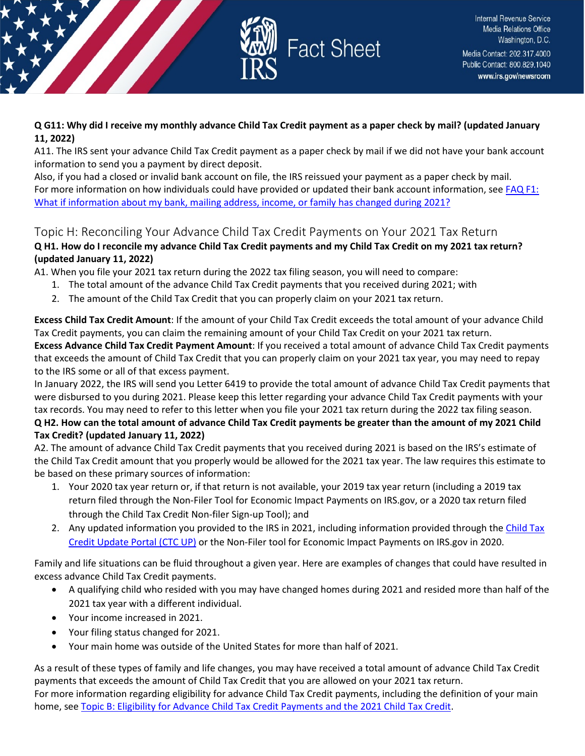**Q G11: Why did I receive my monthly advance Child Tax Credit payment as a paper check by mail? (updated January 11, 2022)**

A11. The IRS sent your advance Child Tax Credit payment as a paper check by mail if we did not have your bank account information to send you a payment by direct deposit.

Also, if you had a closed or invalid bank account on file, the IRS reissued your payment as a paper check by mail.

For more information on how individuals could have provided or updated their bank account information, see FAQ F1: What if information about my bank, mailing address, income, or family has changed during 2021?

## Topic H: Reconciling Your Advance Child Tax Credit Payments on Your 2021 Tax Return

**Q H1. How do I reconcile my advance Child Tax Credit payments and my Child Tax Credit on my 2021 tax return? (updated January 11, 2022)**

A1. When you file your 2021 tax return during the 2022 tax filing season, you will need to compare:

1. The total amount of the advance Child Tax Credit payments that you received during 2021; with
2. The amount of the Child Tax Credit that you can properly claim on your 2021 tax return.

**Excess Child Tax Credit Amount**: If the amount of your Child Tax Credit exceeds the total amount of your advance Child Tax Credit payments, you can claim the remaining amount of your Child Tax Credit on your 2021 tax return.

**Excess Advance Child Tax Credit Payment Amount**: If you received a total amount of advance Child Tax Credit payments that exceeds the amount of Child Tax Credit that you can properly claim on your 2021 tax year, you may need to repay to the IRS some or all of that excess payment.

In January 2022, the IRS will send you Letter 6419 to provide the total amount of advance Child Tax Credit payments that were disbursed to you during 2021. Please keep this letter regarding your advance Child Tax Credit payments with your tax records. You may need to refer to this letter when you file your 2021 tax return during the 2022 tax filing season.

**Q H2. How can the total amount of advance Child Tax Credit payments be greater than the amount of my 2021 Child Tax Credit? (updated January 11, 2022)**

A2. The amount of advance Child Tax Credit payments that you received during 2021 is based on the IRS's estimate of the Child Tax Credit amount that you properly would be allowed for the 2021 tax year. The law requires this estimate to be based on these primary sources of information:

1. Your 2020 tax year return or, if that return is not available, your 2019 tax year return (including a 2019 tax return filed through the Non-Filer Tool for Economic Impact Payments on IRS.gov, or a 2020 tax return filed through the Child Tax Credit Non-filer Sign-up Tool); and
2. Any updated information you provided to the IRS in 2021, including information provided through the Child Tax Credit Update Portal (CTC UP) or the Non-Filer tool for Economic Impact Payments on IRS.gov in 2020.

Family and life situations can be fluid throughout a given year. Here are examples of changes that could have resulted in excess advance Child Tax Credit payments.

- A qualifying child who resided with you may have changed homes during 2021 and resided more than half of the 2021 tax year with a different individual.
- Your income increased in 2021.
- Your filing status changed for 2021.
- Your main home was outside of the United States for more than half of 2021.

As a result of these types of family and life changes, you may have received a total amount of advance Child Tax Credit payments that exceeds the amount of Child Tax Credit that you are allowed on your 2021 tax return.

For more information regarding eligibility for advance Child Tax Credit payments, including the definition of your main home, see Topic B: Eligibility for Advance Child Tax Credit Payments and the 2021 Child Tax Credit.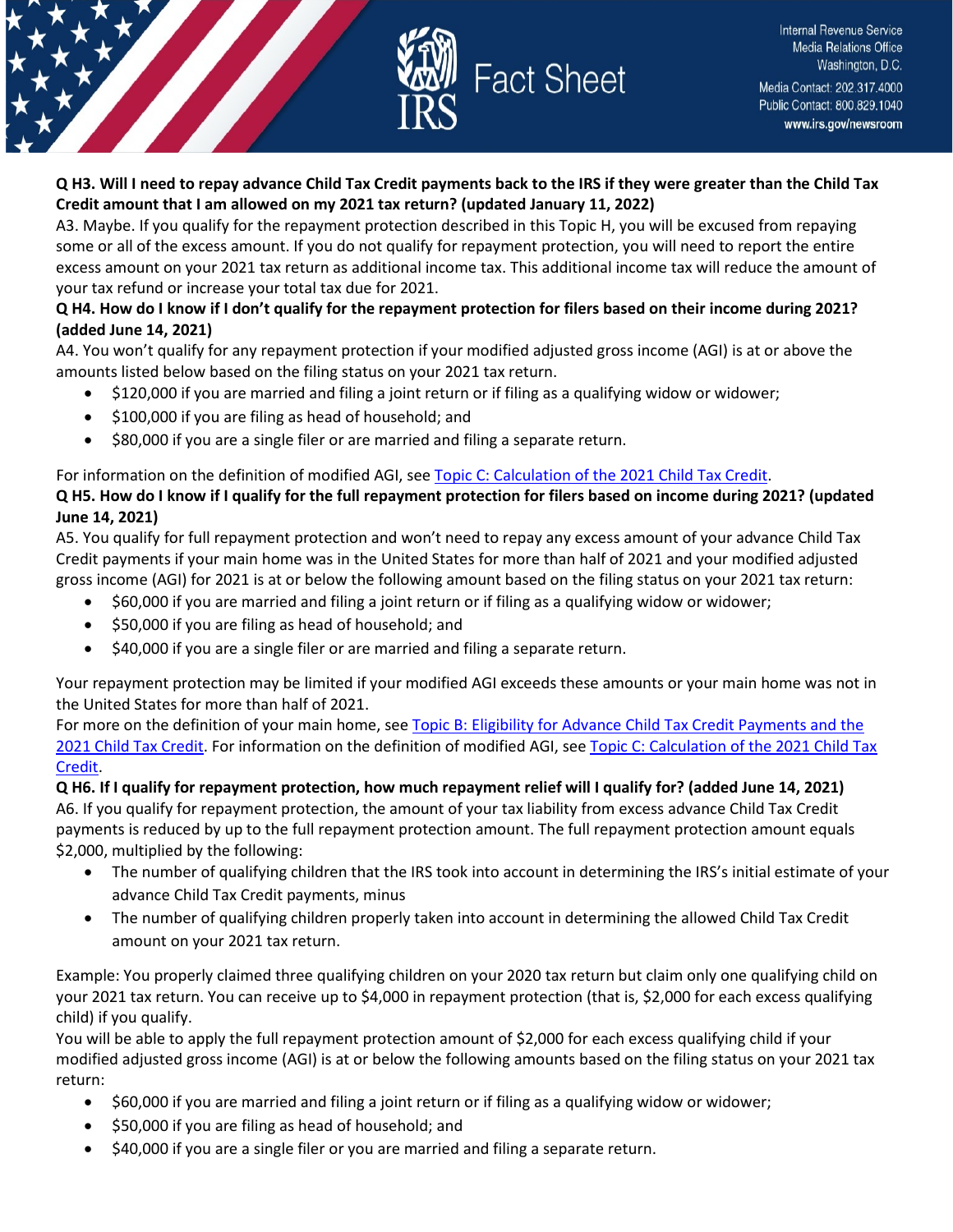**Q H3. Will I need to repay advance Child Tax Credit payments back to the IRS if they were greater than the Child Tax Credit amount that I am allowed on my 2021 tax return? (updated January 11, 2022)**

A3. Maybe. If you qualify for the repayment protection described in this Topic H, you will be excused from repaying some or all of the excess amount. If you do not qualify for repayment protection, you will need to report the entire excess amount on your 2021 tax return as additional income tax. This additional income tax will reduce the amount of your tax refund or increase your total tax due for 2021.

**Q H4. How do I know if I don't qualify for the repayment protection for filers based on their income during 2021? (added June 14, 2021)**

A4. You won't qualify for any repayment protection if your modified adjusted gross income (AGI) is at or above the amounts listed below based on the filing status on your 2021 tax return.

- $120,000 if you are married and filing a joint return or if filing as a qualifying widow or widower;
- $100,000 if you are filing as head of household; and
- $80,000 if you are a single filer or are married and filing a separate return.

For information on the definition of modified AGI, see [Topic C: Calculation of the 2021 Child Tax Credit](#).

**Q H5. How do I know if I qualify for the full repayment protection for filers based on income during 2021? (updated June 14, 2021)**

A5. You qualify for full repayment protection and won't need to repay any excess amount of your advance Child Tax Credit payments if your main home was in the United States for more than half of 2021 and your modified adjusted gross income (AGI) for 2021 is at or below the following amount based on the filing status on your 2021 tax return:

- $60,000 if you are married and filing a joint return or if filing as a qualifying widow or widower;
- $50,000 if you are filing as head of household; and
- $40,000 if you are a single filer or are married and filing a separate return.

Your repayment protection may be limited if your modified AGI exceeds these amounts or your main home was not in the United States for more than half of 2021.

For more on the definition of your main home, see [Topic B: Eligibility for Advance Child Tax Credit Payments and the 2021 Child Tax Credit](#). For information on the definition of modified AGI, see [Topic C: Calculation of the 2021 Child Tax Credit](#).

**Q H6. If I qualify for repayment protection, how much repayment relief will I qualify for? (added June 14, 2021)**

A6. If you qualify for repayment protection, the amount of your tax liability from excess advance Child Tax Credit payments is reduced by up to the full repayment protection amount. The full repayment protection amount equals $2,000, multiplied by the following:

- The number of qualifying children that the IRS took into account in determining the IRS's initial estimate of your advance Child Tax Credit payments, minus
- The number of qualifying children properly taken into account in determining the allowed Child Tax Credit amount on your 2021 tax return.

Example: You properly claimed three qualifying children on your 2020 tax return but claim only one qualifying child on your 2021 tax return. You can receive up to $4,000 in repayment protection (that is, $2,000 for each excess qualifying child) if you qualify.

You will be able to apply the full repayment protection amount of $2,000 for each excess qualifying child if your modified adjusted gross income (AGI) is at or below the following amounts based on the filing status on your 2021 tax return:

- $60,000 if you are married and filing a joint return or if filing as a qualifying widow or widower;
- $50,000 if you are filing as head of household; and
- $40,000 if you are a single filer or you are married and filing a separate return.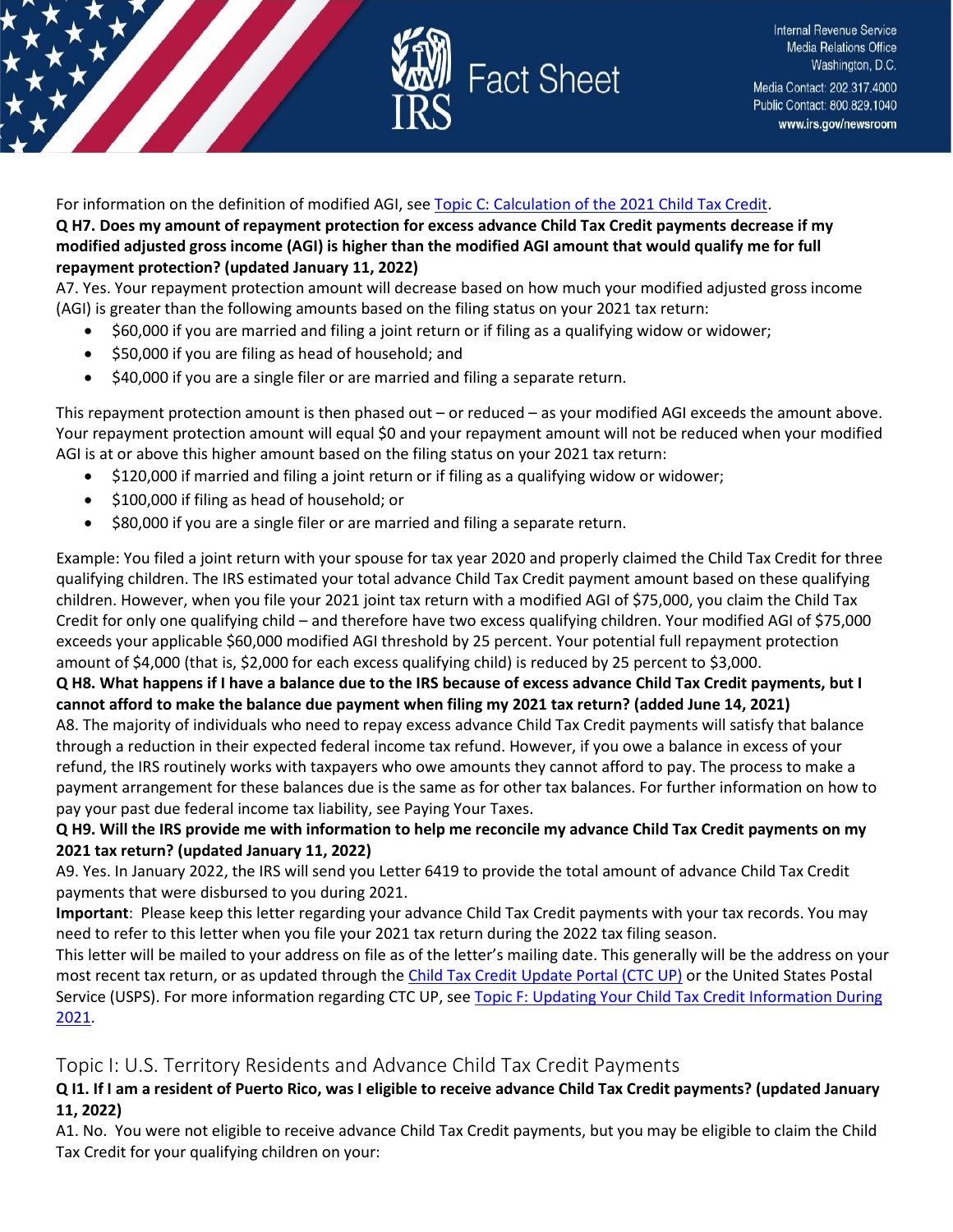For information on the definition of modified AGI, see [Topic C: Calculation of the 2021 Child Tax Credit](#).

**Q H7. Does my amount of repayment protection for excess advance Child Tax Credit payments decrease if my modified adjusted gross income (AGI) is higher than the modified AGI amount that would qualify me for full repayment protection? (updated January 11, 2022)**

A7. Yes. Your repayment protection amount will decrease based on how much your modified adjusted gross income (AGI) is greater than the following amounts based on the filing status on your 2021 tax return:

- $60,000 if you are married and filing a joint return or if filing as a qualifying widow or widower;
- $50,000 if you are filing as head of household; and
- $40,000 if you are a single filer or are married and filing a separate return.

This repayment protection amount is then phased out – or reduced – as your modified AGI exceeds the amount above. Your repayment protection amount will equal $0 and your repayment amount will not be reduced when your modified AGI is at or above this higher amount based on the filing status on your 2021 tax return:

- $120,000 if married and filing a joint return or if filing as a qualifying widow or widower;
- $100,000 if filing as head of household; or
- $80,000 if you are a single filer or are married and filing a separate return.

Example: You filed a joint return with your spouse for tax year 2020 and properly claimed the Child Tax Credit for three qualifying children. The IRS estimated your total advance Child Tax Credit payment amount based on these qualifying children. However, when you file your 2021 joint tax return with a modified AGI of $75,000, you claim the Child Tax Credit for only one qualifying child – and therefore have two excess qualifying children. Your modified AGI of $75,000 exceeds your applicable $60,000 modified AGI threshold by 25 percent. Your potential full repayment protection amount of $4,000 (that is, $2,000 for each excess qualifying child) is reduced by 25 percent to $3,000.

**Q H8. What happens if I have a balance due to the IRS because of excess advance Child Tax Credit payments, but I cannot afford to make the balance due payment when filing my 2021 tax return? (added June 14, 2021)**

A8. The majority of individuals who need to repay excess advance Child Tax Credit payments will satisfy that balance through a reduction in their expected federal income tax refund. However, if you owe a balance in excess of your refund, the IRS routinely works with taxpayers who owe amounts they cannot afford to pay. The process to make a payment arrangement for these balances due is the same as for other tax balances. For further information on how to pay your past due federal income tax liability, see Paying Your Taxes.

**Q H9. Will the IRS provide me with information to help me reconcile my advance Child Tax Credit payments on my 2021 tax return? (updated January 11, 2022)**

A9. Yes. In January 2022, the IRS will send you Letter 6419 to provide the total amount of advance Child Tax Credit payments that were disbursed to you during 2021.

**Important**: Please keep this letter regarding your advance Child Tax Credit payments with your tax records. You may need to refer to this letter when you file your 2021 tax return during the 2022 tax filing season.

This letter will be mailed to your address on file as of the letter's mailing date. This generally will be the address on your most recent tax return, or as updated through the [Child Tax Credit Update Portal (CTC UP)](#) or the United States Postal Service (USPS). For more information regarding CTC UP, see [Topic F: Updating Your Child Tax Credit Information During 2021](#).

## Topic I: U.S. Territory Residents and Advance Child Tax Credit Payments

**Q I1. If I am a resident of Puerto Rico, was I eligible to receive advance Child Tax Credit payments? (updated January 11, 2022)**

A1. No. You were not eligible to receive advance Child Tax Credit payments, but you may be eligible to claim the Child Tax Credit for your qualifying children on your: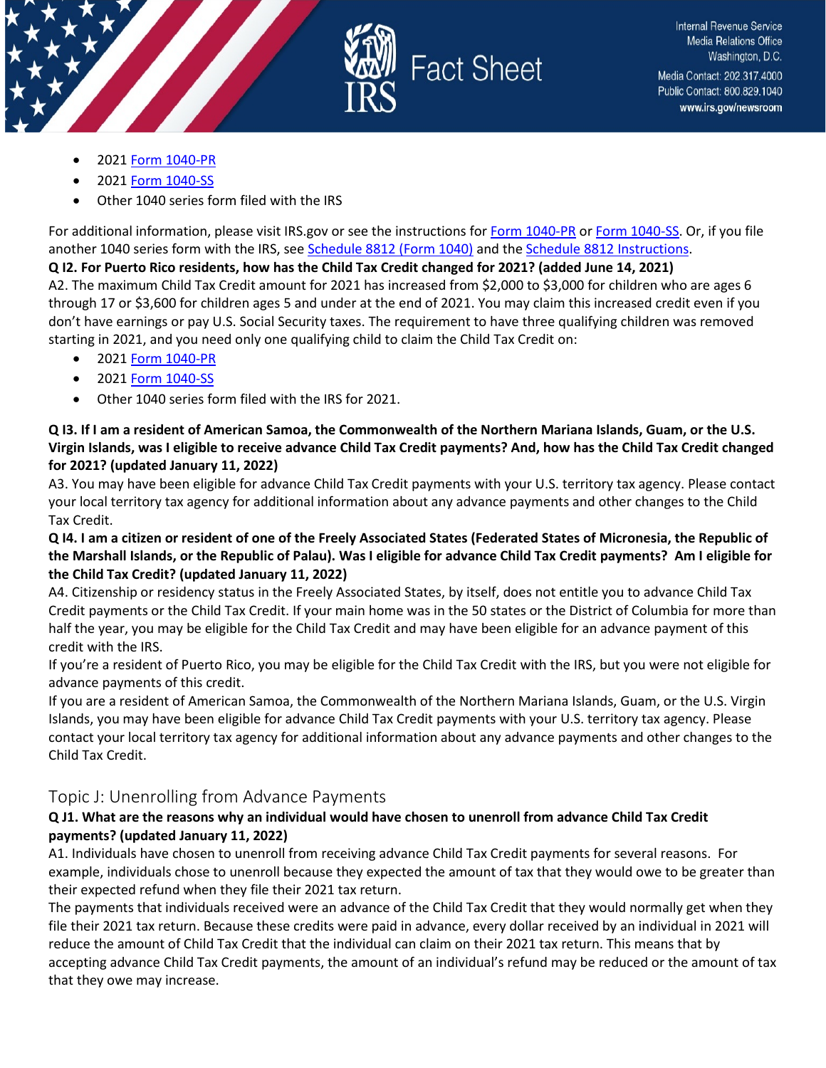- 2021 Form 1040-PR
- 2021 Form 1040-SS
- Other 1040 series form filed with the IRS

For additional information, please visit IRS.gov or see the instructions for Form 1040-PR or Form 1040-SS. Or, if you file another 1040 series form with the IRS, see Schedule 8812 (Form 1040) and the Schedule 8812 Instructions.

**Q I2. For Puerto Rico residents, how has the Child Tax Credit changed for 2021? (added June 14, 2021)**

A2. The maximum Child Tax Credit amount for 2021 has increased from $2,000 to $3,000 for children who are ages 6 through 17 or $3,600 for children ages 5 and under at the end of 2021. You may claim this increased credit even if you don't have earnings or pay U.S. Social Security taxes. The requirement to have three qualifying children was removed starting in 2021, and you need only one qualifying child to claim the Child Tax Credit on:

- 2021 Form 1040-PR
- 2021 Form 1040-SS
- Other 1040 series form filed with the IRS for 2021.

**Q I3. If I am a resident of American Samoa, the Commonwealth of the Northern Mariana Islands, Guam, or the U.S. Virgin Islands, was I eligible to receive advance Child Tax Credit payments? And, how has the Child Tax Credit changed for 2021? (updated January 11, 2022)**

A3. You may have been eligible for advance Child Tax Credit payments with your U.S. territory tax agency. Please contact your local territory tax agency for additional information about any advance payments and other changes to the Child Tax Credit.

**Q I4. I am a citizen or resident of one of the Freely Associated States (Federated States of Micronesia, the Republic of the Marshall Islands, or the Republic of Palau). Was I eligible for advance Child Tax Credit payments? Am I eligible for the Child Tax Credit? (updated January 11, 2022)**

A4. Citizenship or residency status in the Freely Associated States, by itself, does not entitle you to advance Child Tax Credit payments or the Child Tax Credit. If your main home was in the 50 states or the District of Columbia for more than half the year, you may be eligible for the Child Tax Credit and may have been eligible for an advance payment of this credit with the IRS.

If you're a resident of Puerto Rico, you may be eligible for the Child Tax Credit with the IRS, but you were not eligible for advance payments of this credit.

If you are a resident of American Samoa, the Commonwealth of the Northern Mariana Islands, Guam, or the U.S. Virgin Islands, you may have been eligible for advance Child Tax Credit payments with your U.S. territory tax agency. Please contact your local territory tax agency for additional information about any advance payments and other changes to the Child Tax Credit.

## Topic J: Unenrolling from Advance Payments

**Q J1. What are the reasons why an individual would have chosen to unenroll from advance Child Tax Credit payments? (updated January 11, 2022)**

A1. Individuals have chosen to unenroll from receiving advance Child Tax Credit payments for several reasons. For example, individuals chose to unenroll because they expected the amount of tax that they would owe to be greater than their expected refund when they file their 2021 tax return.

The payments that individuals received were an advance of the Child Tax Credit that they would normally get when they file their 2021 tax return. Because these credits were paid in advance, every dollar received by an individual in 2021 will reduce the amount of Child Tax Credit that the individual can claim on their 2021 tax return. This means that by accepting advance Child Tax Credit payments, the amount of an individual's refund may be reduced or the amount of tax that they owe may increase.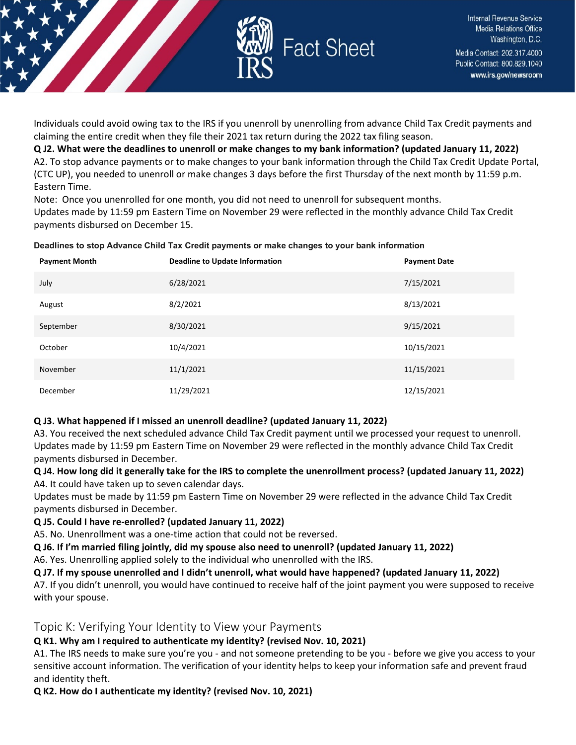Individuals could avoid owing tax to the IRS if you unenroll by unenrolling from advance Child Tax Credit payments and claiming the entire credit when they file their 2021 tax return during the 2022 tax filing season.

**Q J2. What were the deadlines to unenroll or make changes to my bank information? (updated January 11, 2022)**

A2. To stop advance payments or to make changes to your bank information through the Child Tax Credit Update Portal, (CTC UP), you needed to unenroll or make changes 3 days before the first Thursday of the next month by 11:59 p.m. Eastern Time.

Note: Once you unenrolled for one month, you did not need to unenroll for subsequent months.

Updates made by 11:59 pm Eastern Time on November 29 were reflected in the monthly advance Child Tax Credit payments disbursed on December 15.

**Deadlines to stop Advance Child Tax Credit payments or make changes to your bank information**

| Payment Month | Deadline to Update Information | Payment Date |
|---|---|---|
| July | 6/28/2021 | 7/15/2021 |
| August | 8/2/2021 | 8/13/2021 |
| September | 8/30/2021 | 9/15/2021 |
| October | 10/4/2021 | 10/15/2021 |
| November | 11/1/2021 | 11/15/2021 |
| December | 11/29/2021 | 12/15/2021 |

**Q J3. What happened if I missed an unenroll deadline? (updated January 11, 2022)**

A3. You received the next scheduled advance Child Tax Credit payment until we processed your request to unenroll. Updates made by 11:59 pm Eastern Time on November 29 were reflected in the monthly advance Child Tax Credit payments disbursed in December.

**Q J4. How long did it generally take for the IRS to complete the unenrollment process? (updated January 11, 2022)**

A4. It could have taken up to seven calendar days.

Updates must be made by 11:59 pm Eastern Time on November 29 were reflected in the advance Child Tax Credit payments disbursed in December.

**Q J5. Could I have re-enrolled? (updated January 11, 2022)**

A5. No. Unenrollment was a one-time action that could not be reversed.

**Q J6. If I'm married filing jointly, did my spouse also need to unenroll? (updated January 11, 2022)**

A6. Yes. Unenrolling applied solely to the individual who unenrolled with the IRS.

**Q J7. If my spouse unenrolled and I didn't unenroll, what would have happened? (updated January 11, 2022)**

A7. If you didn't unenroll, you would have continued to receive half of the joint payment you were supposed to receive with your spouse.

## Topic K: Verifying Your Identity to View your Payments

**Q K1. Why am I required to authenticate my identity? (revised Nov. 10, 2021)**

A1. The IRS needs to make sure you're you - and not someone pretending to be you - before we give you access to your sensitive account information. The verification of your identity helps to keep your information safe and prevent fraud and identity theft.

**Q K2. How do I authenticate my identity? (revised Nov. 10, 2021)**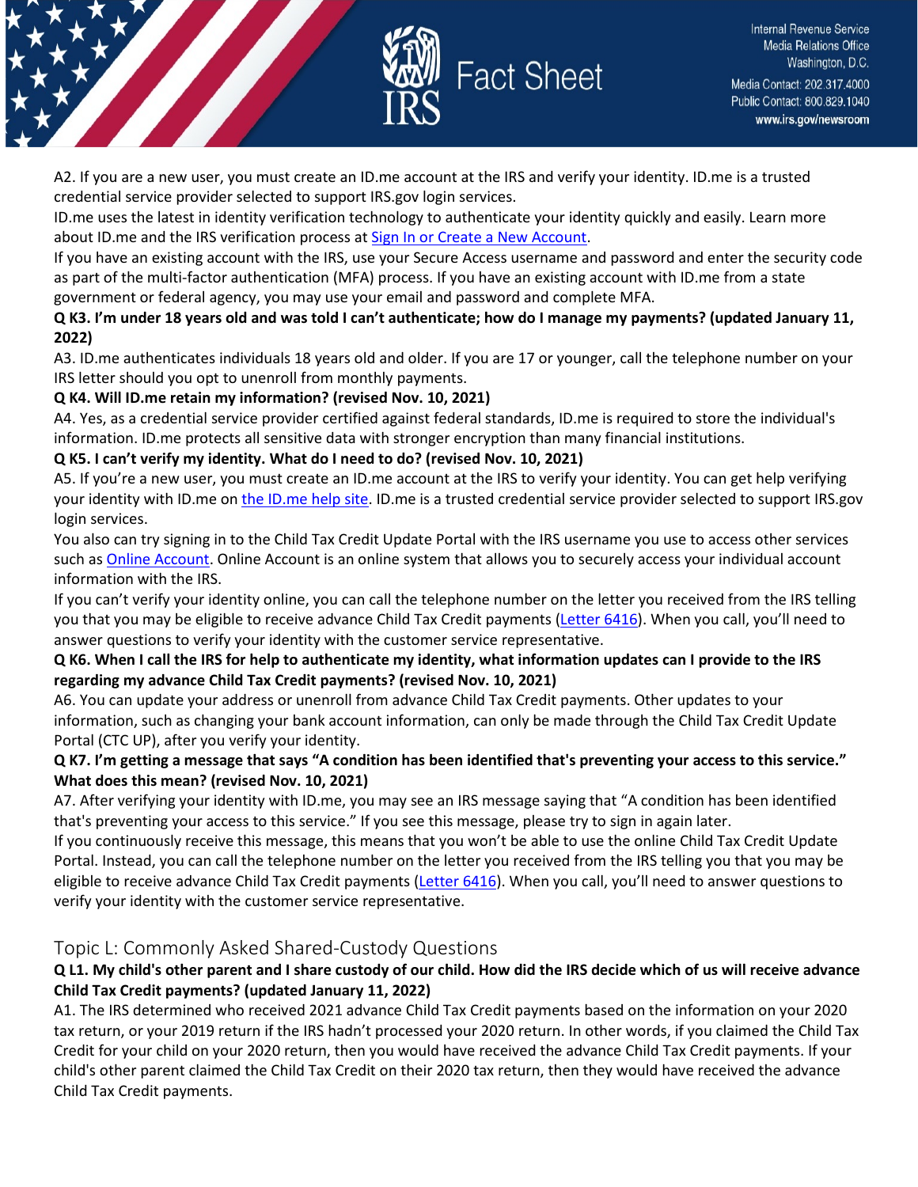A2. If you are a new user, you must create an ID.me account at the IRS and verify your identity. ID.me is a trusted credential service provider selected to support IRS.gov login services.

ID.me uses the latest in identity verification technology to authenticate your identity quickly and easily. Learn more about ID.me and the IRS verification process at [Sign In or Create a New Account](#).

If you have an existing account with the IRS, use your Secure Access username and password and enter the security code as part of the multi-factor authentication (MFA) process. If you have an existing account with ID.me from a state government or federal agency, you may use your email and password and complete MFA.

**Q K3. I'm under 18 years old and was told I can't authenticate; how do I manage my payments? (updated January 11, 2022)**

A3. ID.me authenticates individuals 18 years old and older. If you are 17 or younger, call the telephone number on your IRS letter should you opt to unenroll from monthly payments.

**Q K4. Will ID.me retain my information? (revised Nov. 10, 2021)**

A4. Yes, as a credential service provider certified against federal standards, ID.me is required to store the individual's information. ID.me protects all sensitive data with stronger encryption than many financial institutions.

**Q K5. I can't verify my identity. What do I need to do? (revised Nov. 10, 2021)**

A5. If you're a new user, you must create an ID.me account at the IRS to verify your identity. You can get help verifying your identity with ID.me on [the ID.me help site](#). ID.me is a trusted credential service provider selected to support IRS.gov login services.

You also can try signing in to the Child Tax Credit Update Portal with the IRS username you use to access other services such as [Online Account](#). Online Account is an online system that allows you to securely access your individual account information with the IRS.

If you can't verify your identity online, you can call the telephone number on the letter you received from the IRS telling you that you may be eligible to receive advance Child Tax Credit payments ([Letter 6416](#)). When you call, you'll need to answer questions to verify your identity with the customer service representative.

**Q K6. When I call the IRS for help to authenticate my identity, what information updates can I provide to the IRS regarding my advance Child Tax Credit payments? (revised Nov. 10, 2021)**

A6. You can update your address or unenroll from advance Child Tax Credit payments. Other updates to your information, such as changing your bank account information, can only be made through the Child Tax Credit Update Portal (CTC UP), after you verify your identity.

**Q K7. I'm getting a message that says "A condition has been identified that's preventing your access to this service." What does this mean? (revised Nov. 10, 2021)**

A7. After verifying your identity with ID.me, you may see an IRS message saying that "A condition has been identified that's preventing your access to this service." If you see this message, please try to sign in again later.

If you continuously receive this message, this means that you won't be able to use the online Child Tax Credit Update Portal. Instead, you can call the telephone number on the letter you received from the IRS telling you that you may be eligible to receive advance Child Tax Credit payments ([Letter 6416](#)). When you call, you'll need to answer questions to verify your identity with the customer service representative.

## Topic L: Commonly Asked Shared-Custody Questions

**Q L1. My child's other parent and I share custody of our child. How did the IRS decide which of us will receive advance Child Tax Credit payments? (updated January 11, 2022)**

A1. The IRS determined who received 2021 advance Child Tax Credit payments based on the information on your 2020 tax return, or your 2019 return if the IRS hadn't processed your 2020 return. In other words, if you claimed the Child Tax Credit for your child on your 2020 return, then you would have received the advance Child Tax Credit payments. If your child's other parent claimed the Child Tax Credit on their 2020 tax return, then they would have received the advance Child Tax Credit payments.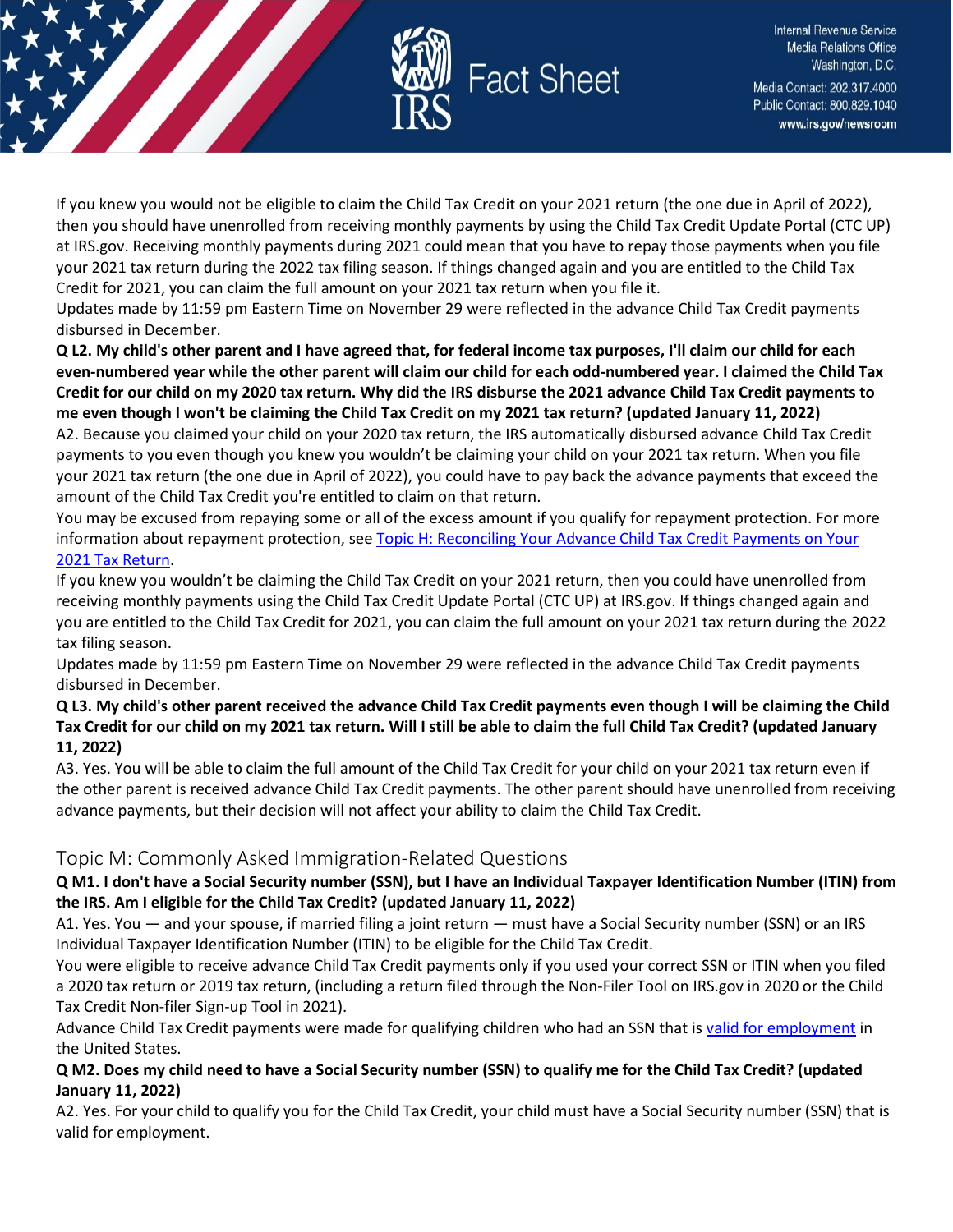If you knew you would not be eligible to claim the Child Tax Credit on your 2021 return (the one due in April of 2022), then you should have unenrolled from receiving monthly payments by using the Child Tax Credit Update Portal (CTC UP) at IRS.gov. Receiving monthly payments during 2021 could mean that you have to repay those payments when you file your 2021 tax return during the 2022 tax filing season. If things changed again and you are entitled to the Child Tax Credit for 2021, you can claim the full amount on your 2021 tax return when you file it.

Updates made by 11:59 pm Eastern Time on November 29 were reflected in the advance Child Tax Credit payments disbursed in December.

**Q L2. My child's other parent and I have agreed that, for federal income tax purposes, I'll claim our child for each even-numbered year while the other parent will claim our child for each odd-numbered year. I claimed the Child Tax Credit for our child on my 2020 tax return. Why did the IRS disburse the 2021 advance Child Tax Credit payments to me even though I won't be claiming the Child Tax Credit on my 2021 tax return? (updated January 11, 2022)**

A2. Because you claimed your child on your 2020 tax return, the IRS automatically disbursed advance Child Tax Credit payments to you even though you knew you wouldn't be claiming your child on your 2021 tax return. When you file your 2021 tax return (the one due in April of 2022), you could have to pay back the advance payments that exceed the amount of the Child Tax Credit you're entitled to claim on that return.

You may be excused from repaying some or all of the excess amount if you qualify for repayment protection. For more information about repayment protection, see [Topic H: Reconciling Your Advance Child Tax Credit Payments on Your 2021 Tax Return]().

If you knew you wouldn't be claiming the Child Tax Credit on your 2021 return, then you could have unenrolled from receiving monthly payments using the Child Tax Credit Update Portal (CTC UP) at IRS.gov. If things changed again and you are entitled to the Child Tax Credit for 2021, you can claim the full amount on your 2021 tax return during the 2022 tax filing season.

Updates made by 11:59 pm Eastern Time on November 29 were reflected in the advance Child Tax Credit payments disbursed in December.

**Q L3. My child's other parent received the advance Child Tax Credit payments even though I will be claiming the Child Tax Credit for our child on my 2021 tax return. Will I still be able to claim the full Child Tax Credit? (updated January 11, 2022)**

A3. Yes. You will be able to claim the full amount of the Child Tax Credit for your child on your 2021 tax return even if the other parent is received advance Child Tax Credit payments. The other parent should have unenrolled from receiving advance payments, but their decision will not affect your ability to claim the Child Tax Credit.

## Topic M: Commonly Asked Immigration-Related Questions

**Q M1. I don't have a Social Security number (SSN), but I have an Individual Taxpayer Identification Number (ITIN) from the IRS. Am I eligible for the Child Tax Credit? (updated January 11, 2022)**

A1. Yes. You — and your spouse, if married filing a joint return — must have a Social Security number (SSN) or an IRS Individual Taxpayer Identification Number (ITIN) to be eligible for the Child Tax Credit.

You were eligible to receive advance Child Tax Credit payments only if you used your correct SSN or ITIN when you filed a 2020 tax return or 2019 tax return, (including a return filed through the Non-Filer Tool on IRS.gov in 2020 or the Child Tax Credit Non-filer Sign-up Tool in 2021).

Advance Child Tax Credit payments were made for qualifying children who had an SSN that is [valid for employment]() in the United States.

**Q M2. Does my child need to have a Social Security number (SSN) to qualify me for the Child Tax Credit? (updated January 11, 2022)**

A2. Yes. For your child to qualify you for the Child Tax Credit, your child must have a Social Security number (SSN) that is valid for employment.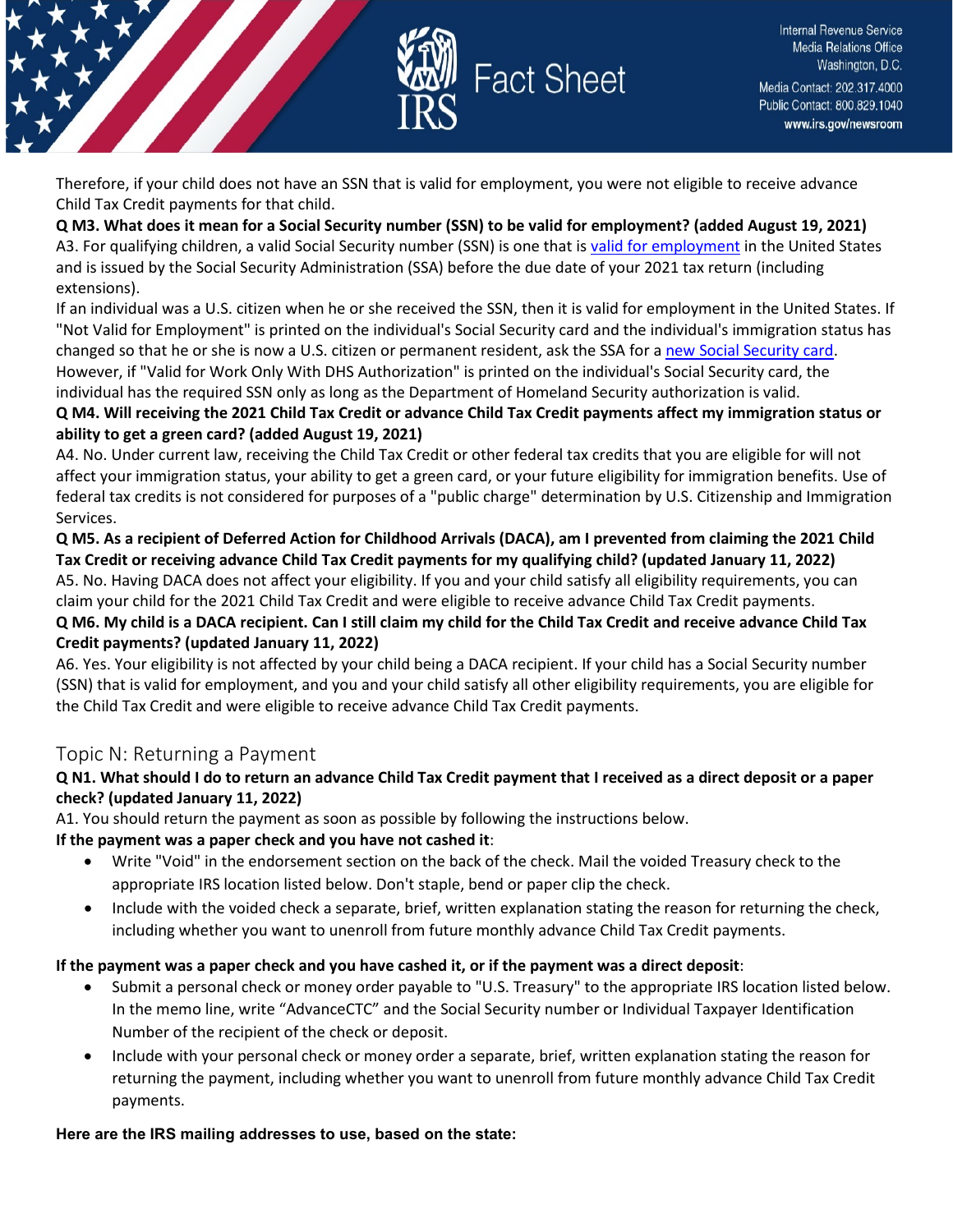Therefore, if your child does not have an SSN that is valid for employment, you were not eligible to receive advance Child Tax Credit payments for that child.

**Q M3. What does it mean for a Social Security number (SSN) to be valid for employment? (added August 19, 2021)**

A3. For qualifying children, a valid Social Security number (SSN) is one that is valid for employment in the United States and is issued by the Social Security Administration (SSA) before the due date of your 2021 tax return (including extensions).

If an individual was a U.S. citizen when he or she received the SSN, then it is valid for employment in the United States. If "Not Valid for Employment" is printed on the individual's Social Security card and the individual's immigration status has changed so that he or she is now a U.S. citizen or permanent resident, ask the SSA for a new Social Security card. However, if "Valid for Work Only With DHS Authorization" is printed on the individual's Social Security card, the individual has the required SSN only as long as the Department of Homeland Security authorization is valid.

**Q M4. Will receiving the 2021 Child Tax Credit or advance Child Tax Credit payments affect my immigration status or ability to get a green card? (added August 19, 2021)**

A4. No. Under current law, receiving the Child Tax Credit or other federal tax credits that you are eligible for will not affect your immigration status, your ability to get a green card, or your future eligibility for immigration benefits. Use of federal tax credits is not considered for purposes of a "public charge" determination by U.S. Citizenship and Immigration Services.

**Q M5. As a recipient of Deferred Action for Childhood Arrivals (DACA), am I prevented from claiming the 2021 Child Tax Credit or receiving advance Child Tax Credit payments for my qualifying child? (updated January 11, 2022)**

A5. No. Having DACA does not affect your eligibility. If you and your child satisfy all eligibility requirements, you can claim your child for the 2021 Child Tax Credit and were eligible to receive advance Child Tax Credit payments.

**Q M6. My child is a DACA recipient. Can I still claim my child for the Child Tax Credit and receive advance Child Tax Credit payments? (updated January 11, 2022)**

A6. Yes. Your eligibility is not affected by your child being a DACA recipient. If your child has a Social Security number (SSN) that is valid for employment, and you and your child satisfy all other eligibility requirements, you are eligible for the Child Tax Credit and were eligible to receive advance Child Tax Credit payments.

## Topic N: Returning a Payment

**Q N1. What should I do to return an advance Child Tax Credit payment that I received as a direct deposit or a paper check? (updated January 11, 2022)**

A1. You should return the payment as soon as possible by following the instructions below.

**If the payment was a paper check and you have not cashed it**:

- Write "Void" in the endorsement section on the back of the check. Mail the voided Treasury check to the appropriate IRS location listed below. Don't staple, bend or paper clip the check.
- Include with the voided check a separate, brief, written explanation stating the reason for returning the check, including whether you want to unenroll from future monthly advance Child Tax Credit payments.

**If the payment was a paper check and you have cashed it, or if the payment was a direct deposit**:

- Submit a personal check or money order payable to "U.S. Treasury" to the appropriate IRS location listed below. In the memo line, write "AdvanceCTC" and the Social Security number or Individual Taxpayer Identification Number of the recipient of the check or deposit.
- Include with your personal check or money order a separate, brief, written explanation stating the reason for returning the payment, including whether you want to unenroll from future monthly advance Child Tax Credit payments.

**Here are the IRS mailing addresses to use, based on the state:**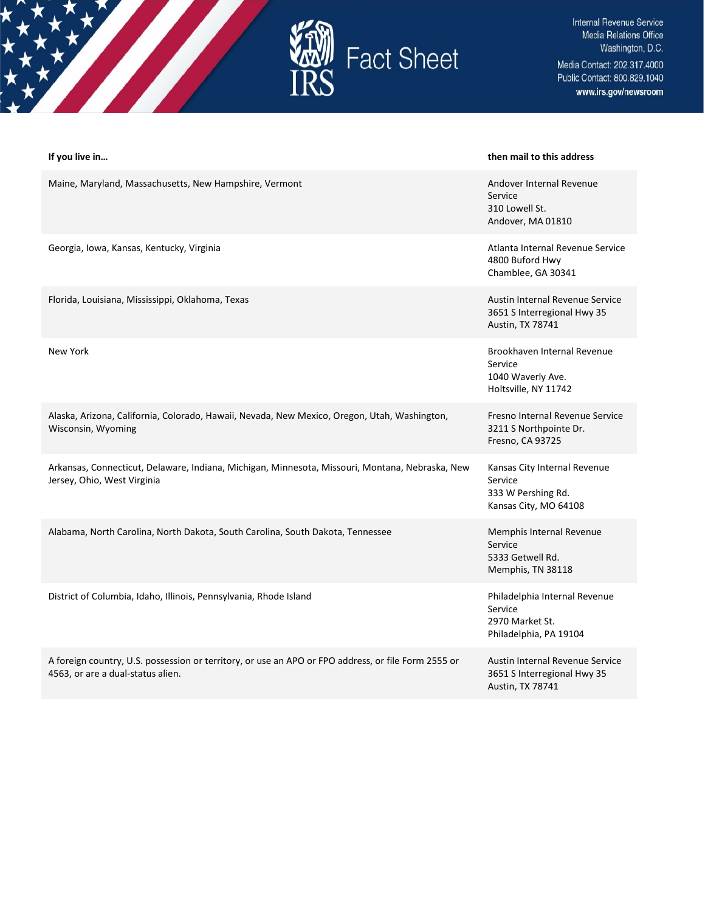| If you live in… | then mail to this address |
| --- | --- |
| Maine, Maryland, Massachusetts, New Hampshire, Vermont | Andover Internal Revenue Service<br>310 Lowell St.<br>Andover, MA 01810 |
| Georgia, Iowa, Kansas, Kentucky, Virginia | Atlanta Internal Revenue Service<br>4800 Buford Hwy<br>Chamblee, GA 30341 |
| Florida, Louisiana, Mississippi, Oklahoma, Texas | Austin Internal Revenue Service<br>3651 S Interregional Hwy 35<br>Austin, TX 78741 |
| New York | Brookhaven Internal Revenue Service<br>1040 Waverly Ave.<br>Holtsville, NY 11742 |
| Alaska, Arizona, California, Colorado, Hawaii, Nevada, New Mexico, Oregon, Utah, Washington, Wisconsin, Wyoming | Fresno Internal Revenue Service<br>3211 S Northpointe Dr.<br>Fresno, CA 93725 |
| Arkansas, Connecticut, Delaware, Indiana, Michigan, Minnesota, Missouri, Montana, Nebraska, New Jersey, Ohio, West Virginia | Kansas City Internal Revenue Service<br>333 W Pershing Rd.<br>Kansas City, MO 64108 |
| Alabama, North Carolina, North Dakota, South Carolina, South Dakota, Tennessee | Memphis Internal Revenue Service<br>5333 Getwell Rd.<br>Memphis, TN 38118 |
| District of Columbia, Idaho, Illinois, Pennsylvania, Rhode Island | Philadelphia Internal Revenue Service<br>2970 Market St.<br>Philadelphia, PA 19104 |
| A foreign country, U.S. possession or territory, or use an APO or FPO address, or file Form 2555 or 4563, or are a dual-status alien. | Austin Internal Revenue Service<br>3651 S Interregional Hwy 35<br>Austin, TX 78741 |